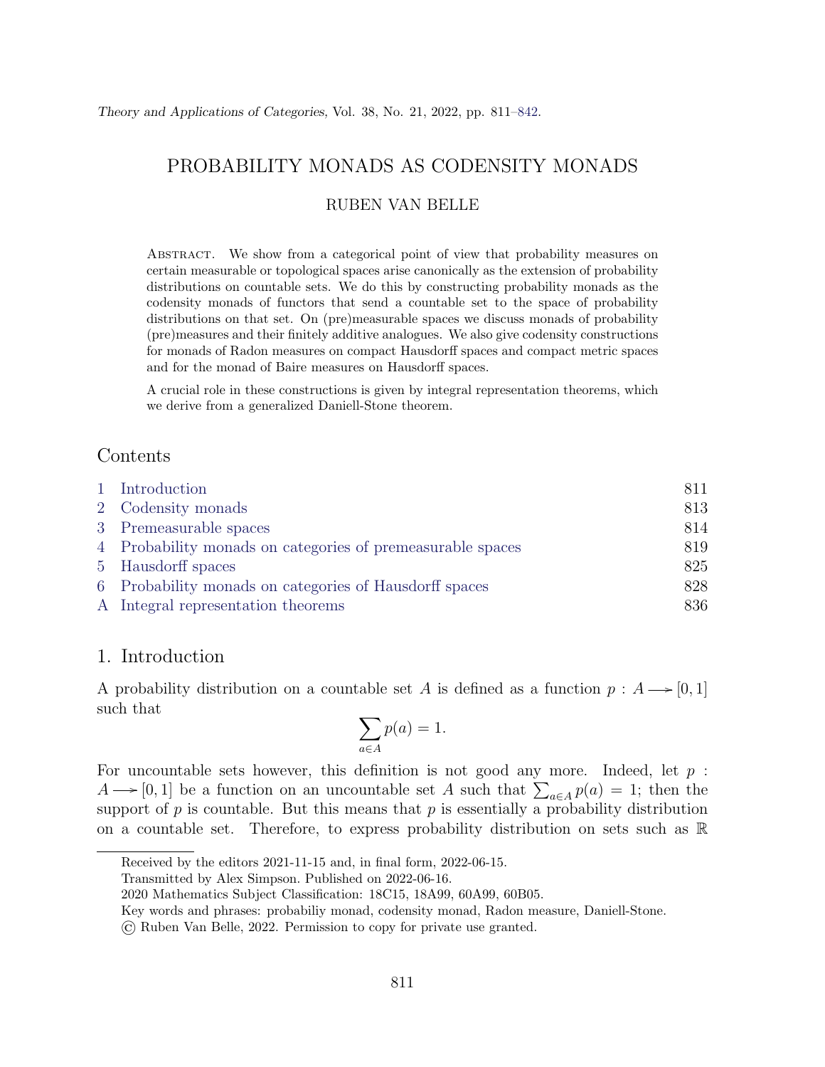# PROBABILITY MONADS AS CODENSITY MONADS

RUBEN VAN BELLE

Abstract. We show from a categorical point of view that probability measures on certain measurable or topological spaces arise canonically as the extension of probability distributions on countable sets. We do this by constructing probability monads as the codensity monads of functors that send a countable set to the space of probability distributions on that set. On (pre)measurable spaces we discuss monads of probability (pre)measures and their finitely additive analogues. We also give codensity constructions for monads of Radon measures on compact Hausdorff spaces and compact metric spaces and for the monad of Baire measures on Hausdorff spaces.

A crucial role in these constructions is given by integral representation theorems, which we derive from a generalized Daniell-Stone theorem.

## Contents

| | | |
|---|---|---|
| 1 | Introduction | 811 |
| 2 | Codensity monads | 813 |
| 3 | Premeasurable spaces | 814 |
| 4 | Probability monads on categories of premeasurable spaces | 819 |
| 5 | Hausdorff spaces | 825 |
| 6 | Probability monads on categories of Hausdorff spaces | 828 |
| A | Integral representation theorems | 836 |

## 1. Introduction

A probability distribution on a countable set $A$ is defined as a function $p : A \longrightarrow [0, 1]$ such that

$$\sum_{a \in A} p(a) = 1.$$

For uncountable sets however, this definition is not good any more. Indeed, let $p : A \longrightarrow [0, 1]$ be a function on an uncountable set $A$ such that $\sum_{a \in A} p(a) = 1$; then the support of $p$ is countable. But this means that $p$ is essentially a probability distribution on a countable set. Therefore, to express probability distribution on sets such as $\mathbb{R}$

Received by the editors 2021-11-15 and, in final form, 2022-06-15.

Transmitted by Alex Simpson. Published on 2022-06-16.

2020 Mathematics Subject Classification: 18C15, 18A99, 60A99, 60B05.

Key words and phrases: probabiliy monad, codensity monad, Radon measure, Daniell-Stone.

© Ruben Van Belle, 2022. Permission to copy for private use granted.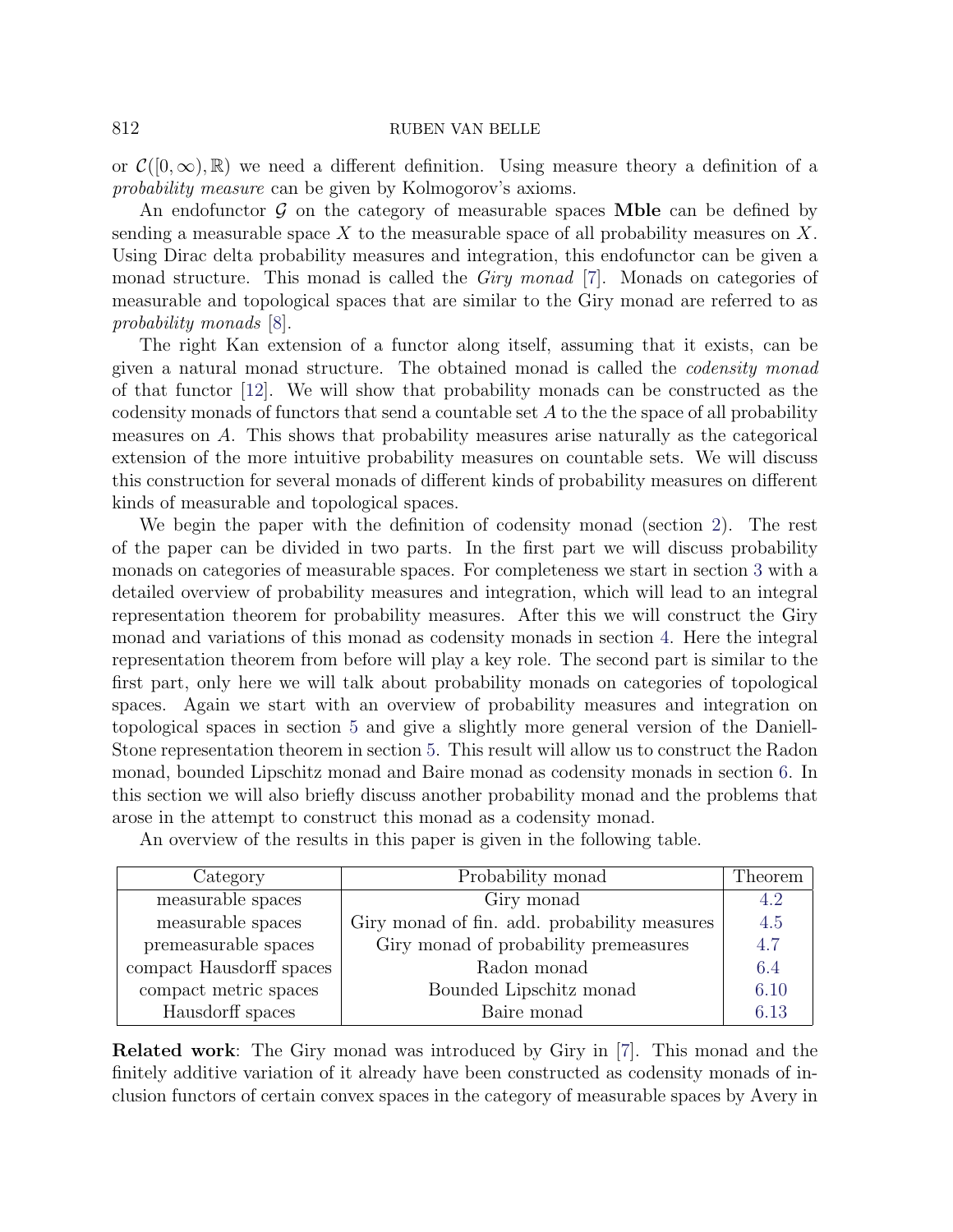or $\mathcal{C}([0,\infty),\mathbb{R})$ we need a different definition. Using measure theory a definition of a *probability measure* can be given by Kolmogorov's axioms.

An endofunctor $\mathcal{G}$ on the category of measurable spaces **Mble** can be defined by sending a measurable space $X$ to the measurable space of all probability measures on $X$. Using Dirac delta probability measures and integration, this endofunctor can be given a monad structure. This monad is called the *Giry monad* [7]. Monads on categories of measurable and topological spaces that are similar to the Giry monad are referred to as *probability monads* [8].

The right Kan extension of a functor along itself, assuming that it exists, can be given a natural monad structure. The obtained monad is called the *codensity monad* of that functor [12]. We will show that probability monads can be constructed as the codensity monads of functors that send a countable set $A$ to the the space of all probability measures on $A$. This shows that probability measures arise naturally as the categorical extension of the more intuitive probability measures on countable sets. We will discuss this construction for several monads of different kinds of probability measures on different kinds of measurable and topological spaces.

We begin the paper with the definition of codensity monad (section 2). The rest of the paper can be divided in two parts. In the first part we will discuss probability monads on categories of measurable spaces. For completeness we start in section 3 with a detailed overview of probability measures and integration, which will lead to an integral representation theorem for probability measures. After this we will construct the Giry monad and variations of this monad as codensity monads in section 4. Here the integral representation theorem from before will play a key role. The second part is similar to the first part, only here we will talk about probability monads on categories of topological spaces. Again we start with an overview of probability measures and integration on topological spaces in section 5 and give a slightly more general version of the Daniell-Stone representation theorem in section 5. This result will allow us to construct the Radon monad, bounded Lipschitz monad and Baire monad as codensity monads in section 6. In this section we will also briefly discuss another probability monad and the problems that arose in the attempt to construct this monad as a codensity monad.

An overview of the results in this paper is given in the following table.

| Category | Probability monad | Theorem |
|---|---|---|
| measurable spaces | Giry monad | 4.2 |
| measurable spaces | Giry monad of fin. add. probability measures | 4.5 |
| premeasurable spaces | Giry monad of probability premeasures | 4.7 |
| compact Hausdorff spaces | Radon monad | 6.4 |
| compact metric spaces | Bounded Lipschitz monad | 6.10 |
| Hausdorff spaces | Baire monad | 6.13 |

**Related work**: The Giry monad was introduced by Giry in [7]. This monad and the finitely additive variation of it already have been constructed as codensity monads of inclusion functors of certain convex spaces in the category of measurable spaces by Avery in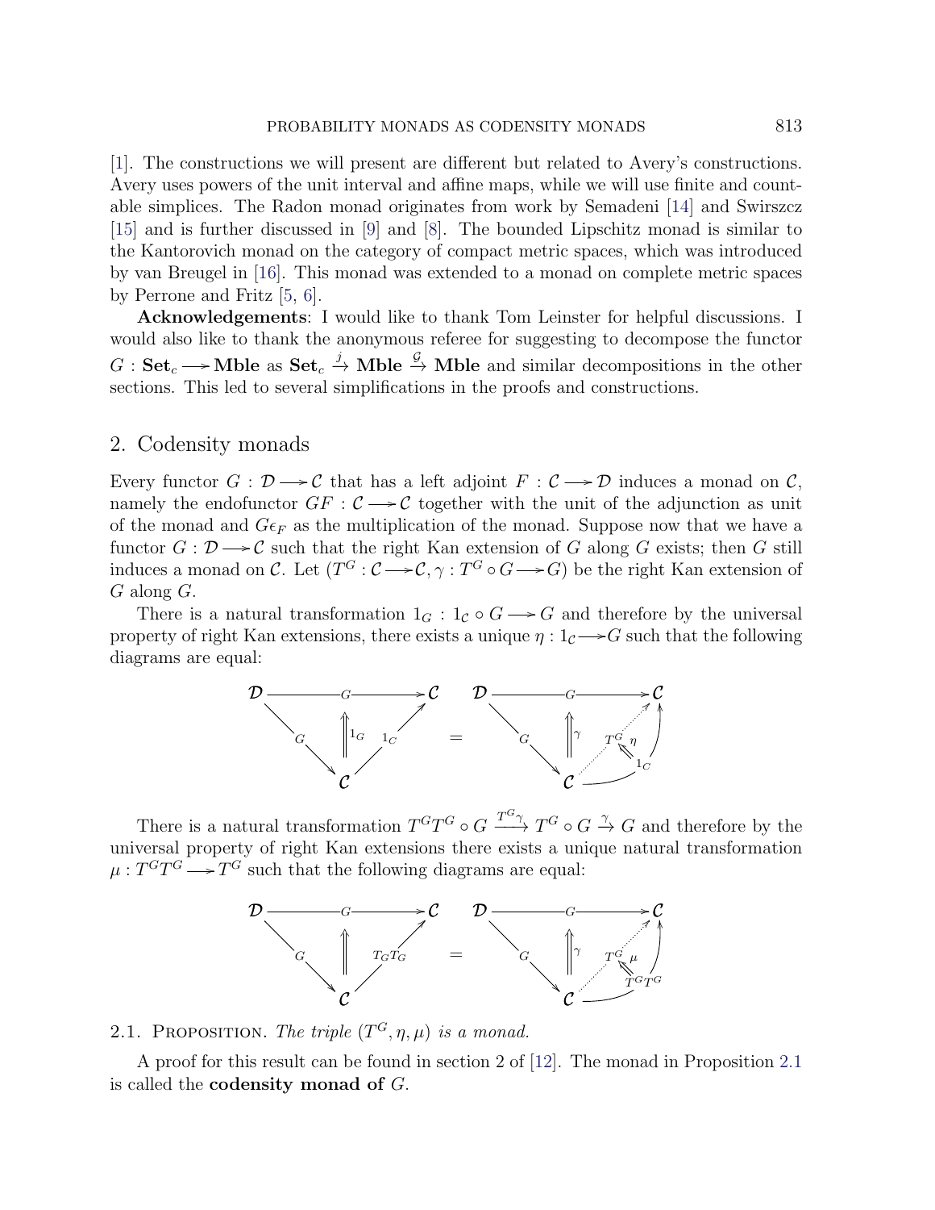[1]. The constructions we will present are different but related to Avery's constructions. Avery uses powers of the unit interval and affine maps, while we will use finite and countable simplices. The Radon monad originates from work by Semadeni [14] and Swirszcz [15] and is further discussed in [9] and [8]. The bounded Lipschitz monad is similar to the Kantorovich monad on the category of compact metric spaces, which was introduced by van Breugel in [16]. This monad was extended to a monad on complete metric spaces by Perrone and Fritz [5, 6].

**Acknowledgements**: I would like to thank Tom Leinster for helpful discussions. I would also like to thank the anonymous referee for suggesting to decompose the functor $G : \mathbf{Set}_c \longrightarrow \mathbf{Mble}$ as $\mathbf{Set}_c \xrightarrow{j} \mathbf{Mble} \xrightarrow{\mathcal{G}} \mathbf{Mble}$ and similar decompositions in the other sections. This led to several simplifications in the proofs and constructions.

## 2. Codensity monads

Every functor $G : \mathcal{D} \longrightarrow \mathcal{C}$ that has a left adjoint $F : \mathcal{C} \longrightarrow \mathcal{D}$ induces a monad on $\mathcal{C}$, namely the endofunctor $GF : \mathcal{C} \longrightarrow \mathcal{C}$ together with the unit of the adjunction as unit of the monad and $G\epsilon_F$ as the multiplication of the monad. Suppose now that we have a functor $G : \mathcal{D} \longrightarrow \mathcal{C}$ such that the right Kan extension of $G$ along $G$ exists; then $G$ still induces a monad on $\mathcal{C}$. Let $(T^G : \mathcal{C} \longrightarrow \mathcal{C}, \gamma : T^G \circ G \longrightarrow G)$ be the right Kan extension of $G$ along $G$.

There is a natural transformation $1_G : 1_\mathcal{C} \circ G \longrightarrow G$ and therefore by the universal property of right Kan extensions, there exists a unique $\eta : 1_\mathcal{C} \longrightarrow G$ such that the following diagrams are equal:

$$\begin{array}{ccc} \mathcal{D} \xrightarrow{\ G\ } \mathcal{C} & & \mathcal{D} \xrightarrow{\ G\ } \mathcal{C} \\ G \searrow \ \Uparrow 1_G \ \nearrow 1_\mathcal{C} & = & G \searrow \ \Uparrow \gamma \ \ T^G \overset{\eta}{\Leftarrow} 1_\mathcal{C} \\ \mathcal{C} & & \mathcal{C} \end{array}$$

There is a natural transformation $T^G T^G \circ G \xrightarrow{T^G\gamma} T^G \circ G \xrightarrow{\gamma} G$ and therefore by the universal property of right Kan extensions there exists a unique natural transformation $\mu : T^G T^G \longrightarrow T^G$ such that the following diagrams are equal:

$$\begin{array}{ccc} \mathcal{D} \xrightarrow{\ G\ } \mathcal{C} & & \mathcal{D} \xrightarrow{\ G\ } \mathcal{C} \\ G \searrow \ \Uparrow \ \nearrow T_G T_G & = & G \searrow \ \Uparrow \gamma \ \ T^G \overset{\mu}{\Leftarrow} T^G T^G \\ \mathcal{C} & & \mathcal{C} \end{array}$$

2.1. Proposition. *The triple $(T^G, \eta, \mu)$ is a monad.*

A proof for this result can be found in section 2 of [12]. The monad in Proposition 2.1 is called the **codensity monad of** $G$.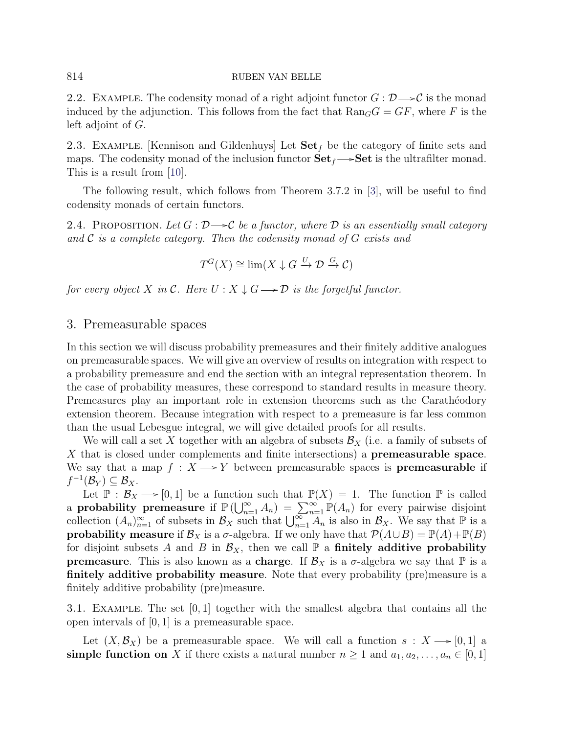2.2. Example. The codensity monad of a right adjoint functor $G : \mathcal{D} \longrightarrow \mathcal{C}$ is the monad induced by the adjunction. This follows from the fact that $\mathrm{Ran}_G G = GF$, where $F$ is the left adjoint of $G$.

2.3. Example. [Kennison and Gildenhuys] Let $\mathbf{Set}_f$ be the category of finite sets and maps. The codensity monad of the inclusion functor $\mathbf{Set}_f \longrightarrow \mathbf{Set}$ is the ultrafilter monad. This is a result from [10].

The following result, which follows from Theorem 3.7.2 in [3], will be useful to find codensity monads of certain functors.

2.4. Proposition. *Let $G : \mathcal{D} \longrightarrow \mathcal{C}$ be a functor, where $\mathcal{D}$ is an essentially small category and $\mathcal{C}$ is a complete category. Then the codensity monad of $G$ exists and*

$$T^G(X) \cong \lim(X \downarrow G \xrightarrow{U} \mathcal{D} \xrightarrow{G} \mathcal{C})$$

*for every object $X$ in $\mathcal{C}$. Here $U : X \downarrow G \longrightarrow \mathcal{D}$ is the forgetful functor.*

## 3. Premeasurable spaces

In this section we will discuss probability premeasures and their finitely additive analogues on premeasurable spaces. We will give an overview of results on integration with respect to a probability premeasure and end the section with an integral representation theorem. In the case of probability measures, these correspond to standard results in measure theory. Premeasures play an important role in extension theorems such as the Carathéodory extension theorem. Because integration with respect to a premeasure is far less common than the usual Lebesgue integral, we will give detailed proofs for all results.

We will call a set $X$ together with an algebra of subsets $\mathcal{B}_X$ (i.e. a family of subsets of $X$ that is closed under complements and finite intersections) a **premeasurable space**. We say that a map $f : X \longrightarrow Y$ between premeasurable spaces is **premeasurable** if $f^{-1}(\mathcal{B}_Y) \subseteq \mathcal{B}_X$.

Let $\mathbb{P} : \mathcal{B}_X \longrightarrow [0,1]$ be a function such that $\mathbb{P}(X) = 1$. The function $\mathbb{P}$ is called a **probability premeasure** if $\mathbb{P}\left(\bigcup_{n=1}^{\infty} A_n\right) = \sum_{n=1}^{\infty} \mathbb{P}(A_n)$ for every pairwise disjoint collection $(A_n)_{n=1}^{\infty}$ of subsets in $\mathcal{B}_X$ such that $\bigcup_{n=1}^{\infty} A_n$ is also in $\mathcal{B}_X$. We say that $\mathbb{P}$ is a **probability measure** if $\mathcal{B}_X$ is a $\sigma$-algebra. If we only have that $\mathcal{P}(A \cup B) = \mathbb{P}(A) + \mathbb{P}(B)$ for disjoint subsets $A$ and $B$ in $\mathcal{B}_X$, then we call $\mathbb{P}$ a **finitely additive probability premeasure**. This is also known as a **charge**. If $\mathcal{B}_X$ is a $\sigma$-algebra we say that $\mathbb{P}$ is a **finitely additive probability measure**. Note that every probability (pre)measure is a finitely additive probability (pre)measure.

3.1. Example. The set $[0,1]$ together with the smallest algebra that contains all the open intervals of $[0,1]$ is a premeasurable space.

Let $(X, \mathcal{B}_X)$ be a premeasurable space. We will call a function $s : X \longrightarrow [0,1]$ a **simple function on** $X$ if there exists a natural number $n \geq 1$ and $a_1, a_2, \ldots, a_n \in [0,1]$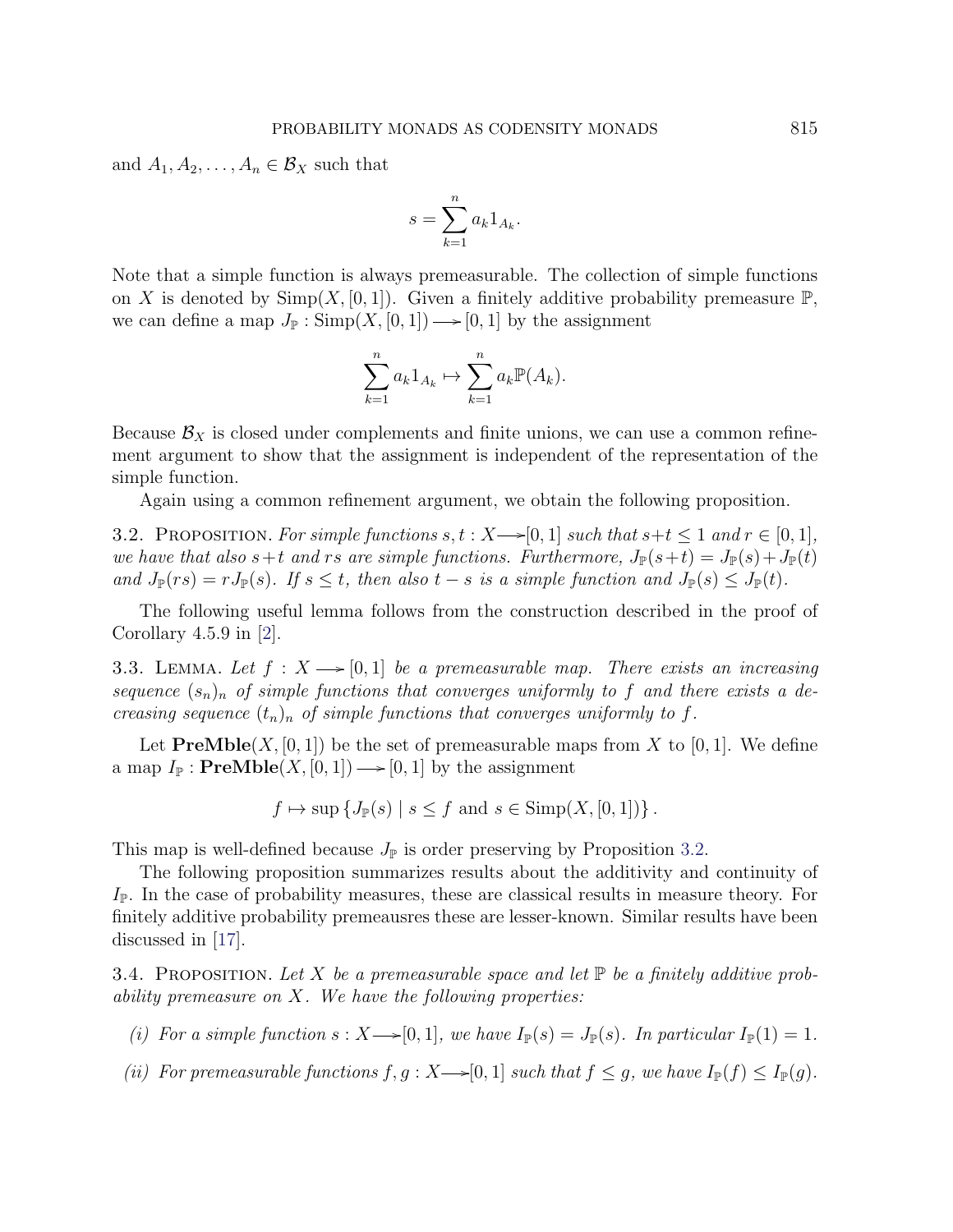and $A_1, A_2, \ldots, A_n \in \mathcal{B}_X$ such that

$$s = \sum_{k=1}^{n} a_k 1_{A_k}.$$

Note that a simple function is always premeasurable. The collection of simple functions on $X$ is denoted by $\mathrm{Simp}(X, [0,1])$. Given a finitely additive probability premeasure $\mathbb{P}$, we can define a map $J_{\mathbb{P}} : \mathrm{Simp}(X, [0,1]) \longrightarrow [0,1]$ by the assignment

$$\sum_{k=1}^{n} a_k 1_{A_k} \mapsto \sum_{k=1}^{n} a_k \mathbb{P}(A_k).$$

Because $\mathcal{B}_X$ is closed under complements and finite unions, we can use a common refinement argument to show that the assignment is independent of the representation of the simple function.

Again using a common refinement argument, we obtain the following proposition.

3.2. Proposition. *For simple functions $s, t : X \longrightarrow [0,1]$ such that $s+t \leq 1$ and $r \in [0,1]$, we have that also $s+t$ and $rs$ are simple functions. Furthermore, $J_{\mathbb{P}}(s+t) = J_{\mathbb{P}}(s) + J_{\mathbb{P}}(t)$ and $J_{\mathbb{P}}(rs) = rJ_{\mathbb{P}}(s)$. If $s \leq t$, then also $t - s$ is a simple function and $J_{\mathbb{P}}(s) \leq J_{\mathbb{P}}(t)$.*

The following useful lemma follows from the construction described in the proof of Corollary 4.5.9 in [2].

3.3. Lemma. *Let $f : X \longrightarrow [0,1]$ be a premeasurable map. There exists an increasing sequence $(s_n)_n$ of simple functions that converges uniformly to $f$ and there exists a decreasing sequence $(t_n)_n$ of simple functions that converges uniformly to $f$.*

Let $\mathbf{PreMble}(X, [0,1])$ be the set of premeasurable maps from $X$ to $[0,1]$. We define a map $I_{\mathbb{P}} : \mathbf{PreMble}(X, [0,1]) \longrightarrow [0,1]$ by the assignment

$$f \mapsto \sup \left\{ J_{\mathbb{P}}(s) \mid s \leq f \text{ and } s \in \mathrm{Simp}(X, [0,1]) \right\}.$$

This map is well-defined because $J_{\mathbb{P}}$ is order preserving by Proposition 3.2.

The following proposition summarizes results about the additivity and continuity of $I_{\mathbb{P}}$. In the case of probability measures, these are classical results in measure theory. For finitely additive probability premeausres these are lesser-known. Similar results have been discussed in [17].

3.4. Proposition. *Let $X$ be a premeasurable space and let $\mathbb{P}$ be a finitely additive probability premeasure on $X$. We have the following properties:*

*(i) For a simple function $s : X \longrightarrow [0,1]$, we have $I_{\mathbb{P}}(s) = J_{\mathbb{P}}(s)$. In particular $I_{\mathbb{P}}(1) = 1$.*

*(ii) For premeasurable functions $f, g : X \longrightarrow [0,1]$ such that $f \leq g$, we have $I_{\mathbb{P}}(f) \leq I_{\mathbb{P}}(g)$.*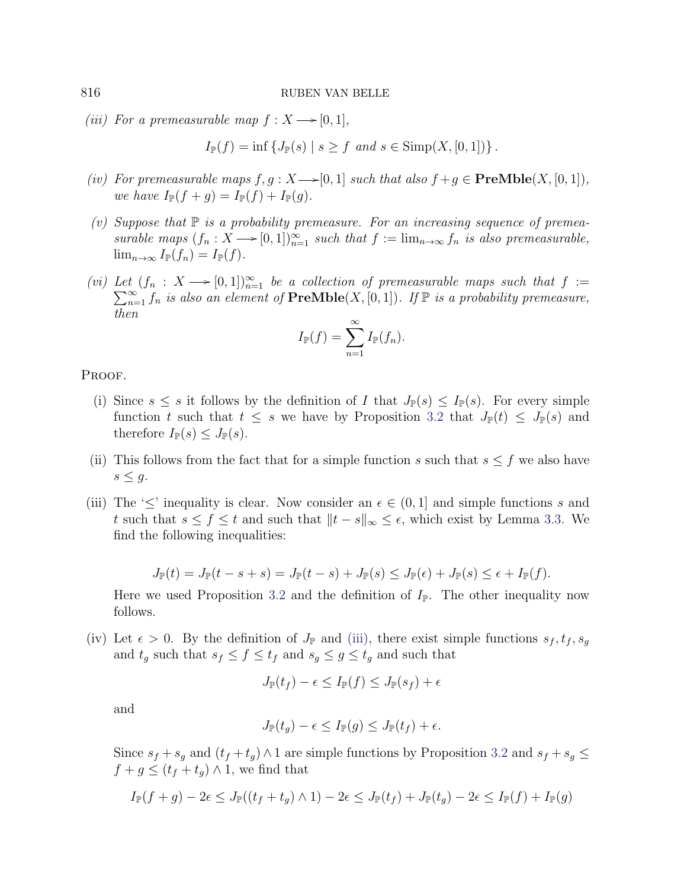*(iii) For a premeasurable map $f : X \longrightarrow [0,1]$,*

$$I_{\mathbb{P}}(f) = \inf \{ J_{\mathbb{P}}(s) \mid s \geq f \text{ and } s \in \mathrm{Simp}(X, [0,1]) \}.$$

*(iv) For premeasurable maps $f, g : X \longrightarrow [0,1]$ such that also $f + g \in$ **PreMble**$(X, [0,1])$, we have $I_{\mathbb{P}}(f+g) = I_{\mathbb{P}}(f) + I_{\mathbb{P}}(g)$.*

*(v) Suppose that $\mathbb{P}$ is a probability premeasure. For an increasing sequence of premeasurable maps $(f_n : X \longrightarrow [0,1])_{n=1}^{\infty}$ such that $f := \lim_{n\to\infty} f_n$ is also premeasurable, $\lim_{n\to\infty} I_{\mathbb{P}}(f_n) = I_{\mathbb{P}}(f)$.*

*(vi) Let $(f_n : X \longrightarrow [0,1])_{n=1}^{\infty}$ be a collection of premeasurable maps such that $f := \sum_{n=1}^{\infty} f_n$ is also an element of* **PreMble**$(X, [0,1])$*. If $\mathbb{P}$ is a probability premeasure, then*

$$I_{\mathbb{P}}(f) = \sum_{n=1}^{\infty} I_{\mathbb{P}}(f_n).$$

Proof.

(i) Since $s \leq s$ it follows by the definition of $I$ that $J_{\mathbb{P}}(s) \leq I_{\mathbb{P}}(s)$. For every simple function $t$ such that $t \leq s$ we have by Proposition 3.2 that $J_{\mathbb{P}}(t) \leq J_{\mathbb{P}}(s)$ and therefore $I_{\mathbb{P}}(s) \leq J_{\mathbb{P}}(s)$.

(ii) This follows from the fact that for a simple function $s$ such that $s \leq f$ we also have $s \leq g$.

(iii) The '$\leq$' inequality is clear. Now consider an $\epsilon \in (0,1]$ and simple functions $s$ and $t$ such that $s \leq f \leq t$ and such that $\|t - s\|_{\infty} \leq \epsilon$, which exist by Lemma 3.3. We find the following inequalities:

$$J_{\mathbb{P}}(t) = J_{\mathbb{P}}(t - s + s) = J_{\mathbb{P}}(t - s) + J_{\mathbb{P}}(s) \leq J_{\mathbb{P}}(\epsilon) + J_{\mathbb{P}}(s) \leq \epsilon + I_{\mathbb{P}}(f).$$

Here we used Proposition 3.2 and the definition of $I_{\mathbb{P}}$. The other inequality now follows.

(iv) Let $\epsilon > 0$. By the definition of $J_{\mathbb{P}}$ and (iii), there exist simple functions $s_f, t_f, s_g$ and $t_g$ such that $s_f \leq f \leq t_f$ and $s_g \leq g \leq t_g$ and such that

$$J_{\mathbb{P}}(t_f) - \epsilon \leq I_{\mathbb{P}}(f) \leq J_{\mathbb{P}}(s_f) + \epsilon$$

and

$$J_{\mathbb{P}}(t_g) - \epsilon \leq I_{\mathbb{P}}(g) \leq J_{\mathbb{P}}(t_f) + \epsilon.$$

Since $s_f + s_g$ and $(t_f + t_g) \wedge 1$ are simple functions by Proposition 3.2 and $s_f + s_g \leq f + g \leq (t_f + t_g) \wedge 1$, we find that

$$I_{\mathbb{P}}(f+g) - 2\epsilon \leq J_{\mathbb{P}}((t_f + t_g) \wedge 1) - 2\epsilon \leq J_{\mathbb{P}}(t_f) + J_{\mathbb{P}}(t_g) - 2\epsilon \leq I_{\mathbb{P}}(f) + I_{\mathbb{P}}(g)$$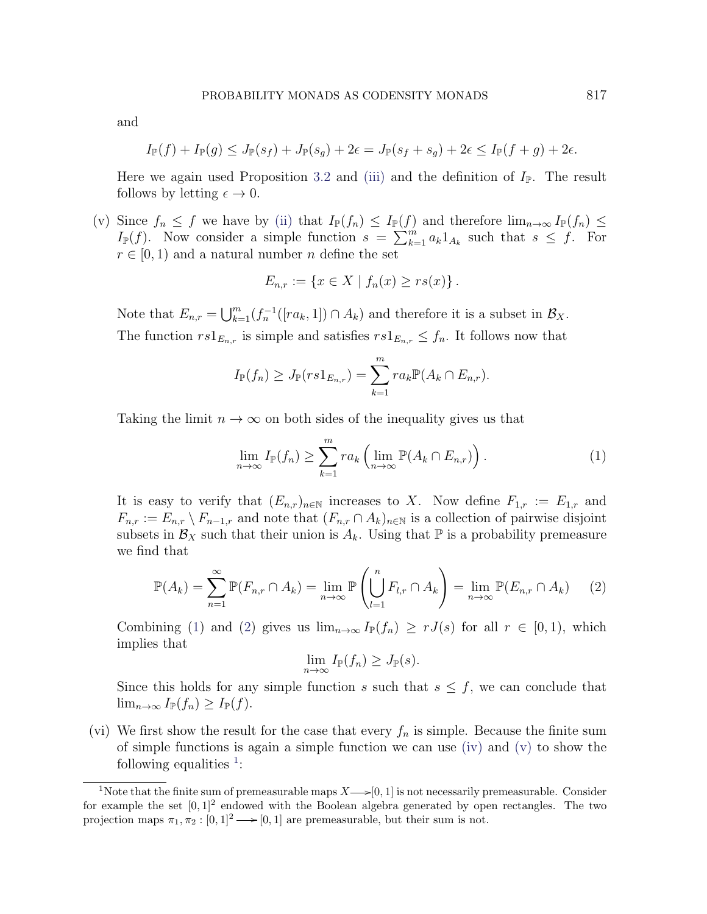and

$$I_{\mathbb{P}}(f) + I_{\mathbb{P}}(g) \leq J_{\mathbb{P}}(s_f) + J_{\mathbb{P}}(s_g) + 2\epsilon = J_{\mathbb{P}}(s_f + s_g) + 2\epsilon \leq I_{\mathbb{P}}(f+g) + 2\epsilon.$$

Here we again used Proposition 3.2 and (iii) and the definition of $I_{\mathbb{P}}$. The result follows by letting $\epsilon \to 0$.

(v) Since $f_n \leq f$ we have by (ii) that $I_{\mathbb{P}}(f_n) \leq I_{\mathbb{P}}(f)$ and therefore $\lim_{n\to\infty} I_{\mathbb{P}}(f_n) \leq I_{\mathbb{P}}(f)$. Now consider a simple function $s = \sum_{k=1}^m a_k 1_{A_k}$ such that $s \leq f$. For $r \in [0,1)$ and a natural number $n$ define the set

$$E_{n,r} := \{x \in X \mid f_n(x) \geq rs(x)\}.$$

Note that $E_{n,r} = \bigcup_{k=1}^m (f_n^{-1}([ra_k, 1]) \cap A_k)$ and therefore it is a subset in $\mathcal{B}_X$.

The function $rs1_{E_{n,r}}$ is simple and satisfies $rs1_{E_{n,r}} \leq f_n$. It follows now that

$$I_{\mathbb{P}}(f_n) \geq J_{\mathbb{P}}(rs1_{E_{n,r}}) = \sum_{k=1}^m ra_k \mathbb{P}(A_k \cap E_{n,r}).$$

Taking the limit $n \to \infty$ on both sides of the inequality gives us that

$$\lim_{n\to\infty} I_{\mathbb{P}}(f_n) \geq \sum_{k=1}^m ra_k \left(\lim_{n\to\infty} \mathbb{P}(A_k \cap E_{n,r})\right). \tag{1}$$

It is easy to verify that $(E_{n,r})_{n\in\mathbb{N}}$ increases to $X$. Now define $F_{1,r} := E_{1,r}$ and $F_{n,r} := E_{n,r} \setminus F_{n-1,r}$ and note that $(F_{n,r} \cap A_k)_{n\in\mathbb{N}}$ is a collection of pairwise disjoint subsets in $\mathcal{B}_X$ such that their union is $A_k$. Using that $\mathbb{P}$ is a probability premeasure we find that

$$\mathbb{P}(A_k) = \sum_{n=1}^\infty \mathbb{P}(F_{n,r} \cap A_k) = \lim_{n\to\infty} \mathbb{P}\left(\bigcup_{l=1}^n F_{l,r} \cap A_k\right) = \lim_{n\to\infty} \mathbb{P}(E_{n,r} \cap A_k) \tag{2}$$

Combining (1) and (2) gives us $\lim_{n\to\infty} I_{\mathbb{P}}(f_n) \geq rJ(s)$ for all $r \in [0,1)$, which implies that

$$\lim_{n\to\infty} I_{\mathbb{P}}(f_n) \geq J_{\mathbb{P}}(s).$$

Since this holds for any simple function $s$ such that $s \leq f$, we can conclude that $\lim_{n\to\infty} I_{\mathbb{P}}(f_n) \geq I_{\mathbb{P}}(f)$.

(vi) We first show the result for the case that every $f_n$ is simple. Because the finite sum of simple functions is again a simple function we can use (iv) and (v) to show the following equalities [1]:

[1] Note that the finite sum of premeasurable maps $X \longrightarrow [0,1]$ is not necessarily premeasurable. Consider for example the set $[0,1]^2$ endowed with the Boolean algebra generated by open rectangles. The two projection maps $\pi_1, \pi_2 : [0,1]^2 \longrightarrow [0,1]$ are premeasurable, but their sum is not.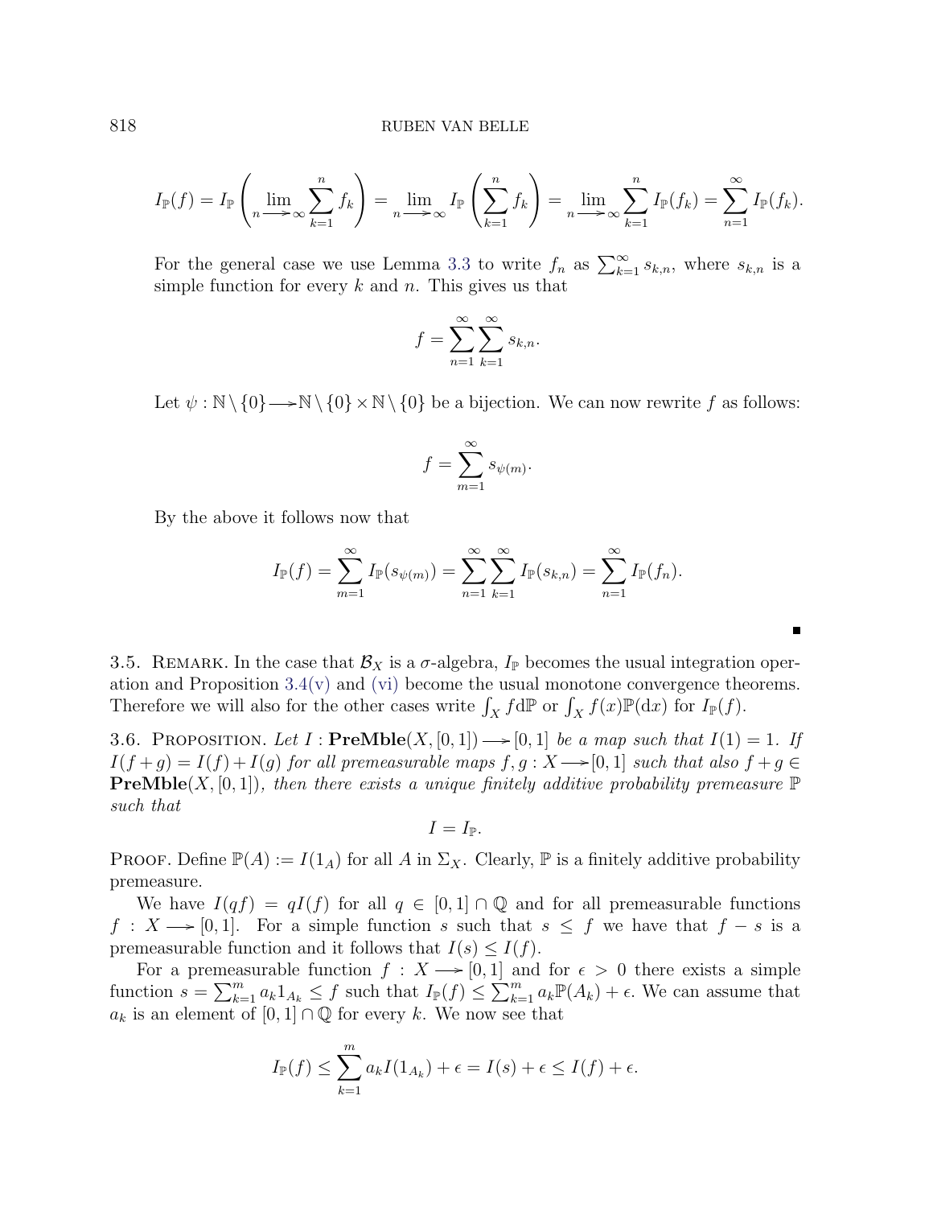$$I_{\mathbb{P}}(f) = I_{\mathbb{P}}\left(\lim_{n \longrightarrow \infty} \sum_{k=1}^{n} f_k\right) = \lim_{n \longrightarrow \infty} I_{\mathbb{P}}\left(\sum_{k=1}^{n} f_k\right) = \lim_{n \longrightarrow \infty} \sum_{k=1}^{n} I_{\mathbb{P}}(f_k) = \sum_{n=1}^{\infty} I_{\mathbb{P}}(f_k).$$

For the general case we use Lemma 3.3 to write $f_n$ as $\sum_{k=1}^{\infty} s_{k,n}$, where $s_{k,n}$ is a simple function for every $k$ and $n$. This gives us that

$$f = \sum_{n=1}^{\infty} \sum_{k=1}^{\infty} s_{k,n}.$$

Let $\psi : \mathbb{N} \setminus \{0\} \longrightarrow \mathbb{N} \setminus \{0\} \times \mathbb{N} \setminus \{0\}$ be a bijection. We can now rewrite $f$ as follows:

$$f = \sum_{m=1}^{\infty} s_{\psi(m)}.$$

By the above it follows now that

$$I_{\mathbb{P}}(f) = \sum_{m=1}^{\infty} I_{\mathbb{P}}(s_{\psi(m)}) = \sum_{n=1}^{\infty} \sum_{k=1}^{\infty} I_{\mathbb{P}}(s_{k,n}) = \sum_{n=1}^{\infty} I_{\mathbb{P}}(f_n).$$

∎

3.5. Remark. In the case that $\mathcal{B}_X$ is a $\sigma$-algebra, $I_{\mathbb{P}}$ becomes the usual integration operation and Proposition 3.4(v) and (vi) become the usual monotone convergence theorems. Therefore we will also for the other cases write $\int_X f \mathrm{d}\mathbb{P}$ or $\int_X f(x)\mathbb{P}(\mathrm{d}x)$ for $I_{\mathbb{P}}(f)$.

3.6. Proposition. *Let $I : \mathbf{PreMble}(X, [0,1]) \longrightarrow [0,1]$ be a map such that $I(1) = 1$. If $I(f+g) = I(f) + I(g)$ for all premeasurable maps $f, g : X \longrightarrow [0,1]$ such that also $f + g \in \mathbf{PreMble}(X, [0,1])$, then there exists a unique finitely additive probability premeasure $\mathbb{P}$ such that*

$$I = I_{\mathbb{P}}.$$

Proof. Define $\mathbb{P}(A) := I(1_A)$ for all $A$ in $\Sigma_X$. Clearly, $\mathbb{P}$ is a finitely additive probability premeasure.

We have $I(qf) = qI(f)$ for all $q \in [0,1] \cap \mathbb{Q}$ and for all premeasurable functions $f : X \longrightarrow [0,1]$. For a simple function $s$ such that $s \leq f$ we have that $f - s$ is a premeasurable function and it follows that $I(s) \leq I(f)$.

For a premeasurable function $f : X \longrightarrow [0,1]$ and for $\epsilon > 0$ there exists a simple function $s = \sum_{k=1}^{m} a_k 1_{A_k} \leq f$ such that $I_{\mathbb{P}}(f) \leq \sum_{k=1}^{m} a_k \mathbb{P}(A_k) + \epsilon$. We can assume that $a_k$ is an element of $[0,1] \cap \mathbb{Q}$ for every $k$. We now see that

$$I_{\mathbb{P}}(f) \leq \sum_{k=1}^{m} a_k I(1_{A_k}) + \epsilon = I(s) + \epsilon \leq I(f) + \epsilon.$$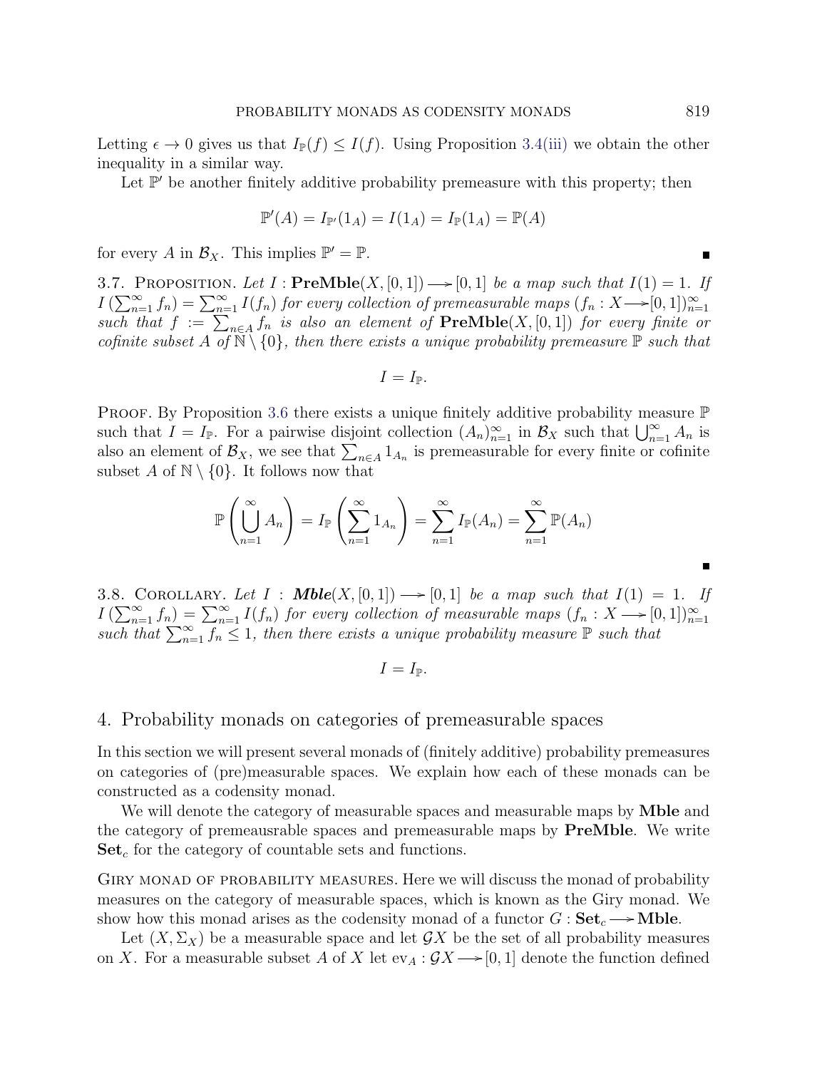Letting $\epsilon \to 0$ gives us that $I_{\mathbb{P}}(f) \leq I(f)$. Using Proposition 3.4(iii) we obtain the other inequality in a similar way.

Let $\mathbb{P}'$ be another finitely additive probability premeasure with this property; then

$$\mathbb{P}'(A) = I_{\mathbb{P}'}(1_A) = I(1_A) = I_{\mathbb{P}}(1_A) = \mathbb{P}(A)$$

for every $A$ in $\mathcal{B}_X$. This implies $\mathbb{P}' = \mathbb{P}$. ∎

3.7. Proposition. *Let $I : \mathbf{PreMble}(X, [0,1]) \longrightarrow [0,1]$ be a map such that $I(1) = 1$. If $I\left(\sum_{n=1}^{\infty} f_n\right) = \sum_{n=1}^{\infty} I(f_n)$ for every collection of premeasurable maps $(f_n : X \longrightarrow [0,1])_{n=1}^{\infty}$ such that $f := \sum_{n \in A} f_n$ is also an element of $\mathbf{PreMble}(X, [0,1])$ for every finite or cofinite subset $A$ of $\mathbb{N} \setminus \{0\}$, then there exists a unique probability premeasure $\mathbb{P}$ such that*

$$I = I_{\mathbb{P}}.$$

Proof. By Proposition 3.6 there exists a unique finitely additive probability measure $\mathbb{P}$ such that $I = I_{\mathbb{P}}$. For a pairwise disjoint collection $(A_n)_{n=1}^{\infty}$ in $\mathcal{B}_X$ such that $\bigcup_{n=1}^{\infty} A_n$ is also an element of $\mathcal{B}_X$, we see that $\sum_{n \in A} 1_{A_n}$ is premeasurable for every finite or cofinite subset $A$ of $\mathbb{N} \setminus \{0\}$. It follows now that

$$\mathbb{P}\left(\bigcup_{n=1}^{\infty} A_n\right) = I_{\mathbb{P}}\left(\sum_{n=1}^{\infty} 1_{A_n}\right) = \sum_{n=1}^{\infty} I_{\mathbb{P}}(A_n) = \sum_{n=1}^{\infty} \mathbb{P}(A_n)$$

∎

3.8. Corollary. *Let $I : \boldsymbol{Mble}(X, [0,1]) \longrightarrow [0,1]$ be a map such that $I(1) = 1$. If $I\left(\sum_{n=1}^{\infty} f_n\right) = \sum_{n=1}^{\infty} I(f_n)$ for every collection of measurable maps $(f_n : X \longrightarrow [0,1])_{n=1}^{\infty}$ such that $\sum_{n=1}^{\infty} f_n \leq 1$, then there exists a unique probability measure $\mathbb{P}$ such that*

$$I = I_{\mathbb{P}}.$$

## 4. Probability monads on categories of premeasurable spaces

In this section we will present several monads of (finitely additive) probability premeasures on categories of (pre)measurable spaces. We explain how each of these monads can be constructed as a codensity monad.

We will denote the category of measurable spaces and measurable maps by **Mble** and the category of premeausrable spaces and premeasurable maps by **PreMble**. We write $\mathbf{Set}_c$ for the category of countable sets and functions.

Giry monad of probability measures. Here we will discuss the monad of probability measures on the category of measurable spaces, which is known as the Giry monad. We show how this monad arises as the codensity monad of a functor $G : \mathbf{Set}_c \longrightarrow \mathbf{Mble}$.

Let $(X, \Sigma_X)$ be a measurable space and let $\mathcal{G}X$ be the set of all probability measures on $X$. For a measurable subset $A$ of $X$ let $\mathrm{ev}_A : \mathcal{G}X \longrightarrow [0,1]$ denote the function defined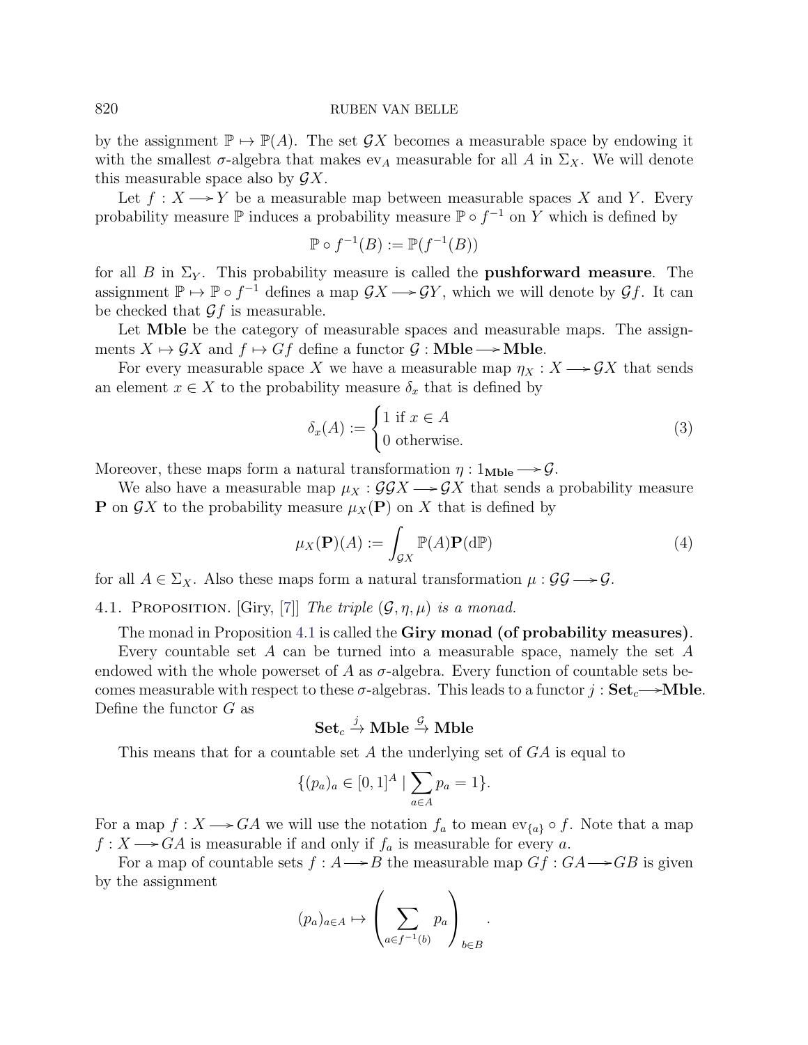by the assignment $\mathbb{P} \mapsto \mathbb{P}(A)$. The set $\mathcal{G}X$ becomes a measurable space by endowing it with the smallest $\sigma$-algebra that makes $\mathrm{ev}_A$ measurable for all $A$ in $\Sigma_X$. We will denote this measurable space also by $\mathcal{G}X$.

Let $f : X \longrightarrow Y$ be a measurable map between measurable spaces $X$ and $Y$. Every probability measure $\mathbb{P}$ induces a probability measure $\mathbb{P} \circ f^{-1}$ on $Y$ which is defined by

$$\mathbb{P} \circ f^{-1}(B) := \mathbb{P}(f^{-1}(B))$$

for all $B$ in $\Sigma_Y$. This probability measure is called the **pushforward measure**. The assignment $\mathbb{P} \mapsto \mathbb{P} \circ f^{-1}$ defines a map $\mathcal{G}X \longrightarrow \mathcal{G}Y$, which we will denote by $\mathcal{G}f$. It can be checked that $\mathcal{G}f$ is measurable.

Let **Mble** be the category of measurable spaces and measurable maps. The assignments $X \mapsto \mathcal{G}X$ and $f \mapsto Gf$ define a functor $\mathcal{G} : \mathbf{Mble} \longrightarrow \mathbf{Mble}$.

For every measurable space $X$ we have a measurable map $\eta_X : X \longrightarrow \mathcal{G}X$ that sends an element $x \in X$ to the probability measure $\delta_x$ that is defined by

$$\delta_x(A) := \begin{cases} 1 \text{ if } x \in A \\ 0 \text{ otherwise.} \end{cases} \tag{3}$$

Moreover, these maps form a natural transformation $\eta : 1_{\mathbf{Mble}} \longrightarrow \mathcal{G}$.

We also have a measurable map $\mu_X : \mathcal{G}\mathcal{G}X \longrightarrow \mathcal{G}X$ that sends a probability measure $\mathbf{P}$ on $\mathcal{G}X$ to the probability measure $\mu_X(\mathbf{P})$ on $X$ that is defined by

$$\mu_X(\mathbf{P})(A) := \int_{\mathcal{G}X} \mathbb{P}(A)\mathbf{P}(\mathrm{d}\mathbb{P}) \tag{4}$$

for all $A \in \Sigma_X$. Also these maps form a natural transformation $\mu : \mathcal{G}\mathcal{G} \longrightarrow \mathcal{G}$.

4.1. Proposition. [Giry, [7]] *The triple $(\mathcal{G}, \eta, \mu)$ is a monad.*

The monad in Proposition 4.1 is called the **Giry monad (of probability measures)**.

Every countable set $A$ can be turned into a measurable space, namely the set $A$ endowed with the whole powerset of $A$ as $\sigma$-algebra. Every function of countable sets becomes measurable with respect to these $\sigma$-algebras. This leads to a functor $j : \mathbf{Set}_c \longrightarrow \mathbf{Mble}$. Define the functor $G$ as

$$\mathbf{Set}_c \xrightarrow{j} \mathbf{Mble} \xrightarrow{\mathcal{G}} \mathbf{Mble}$$

This means that for a countable set $A$ the underlying set of $GA$ is equal to

$$\{(p_a)_a \in [0,1]^A \mid \sum_{a \in A} p_a = 1\}.$$

For a map $f : X \longrightarrow GA$ we will use the notation $f_a$ to mean $\mathrm{ev}_{\{a\}} \circ f$. Note that a map $f : X \longrightarrow GA$ is measurable if and only if $f_a$ is measurable for every $a$.

For a map of countable sets $f : A \longrightarrow B$ the measurable map $Gf : GA \longrightarrow GB$ is given by the assignment

$$(p_a)_{a \in A} \mapsto \left( \sum_{a \in f^{-1}(b)} p_a \right)_{b \in B}.$$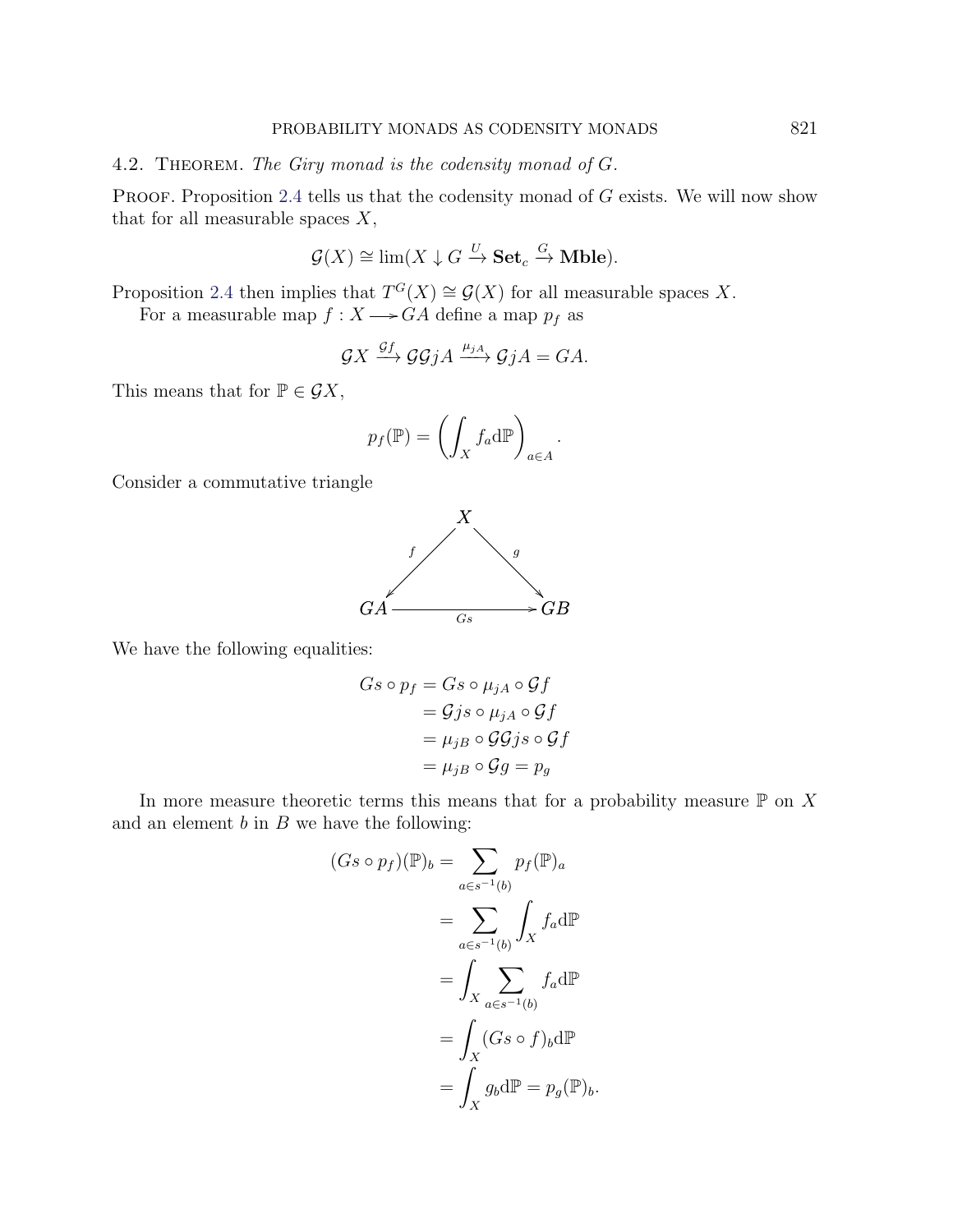**4.2. Theorem.** *The Giry monad is the codensity monad of $G$.*

**Proof.** Proposition 2.4 tells us that the codensity monad of $G$ exists. We will now show that for all measurable spaces $X$,

$$\mathcal{G}(X) \cong \lim(X \downarrow G \xrightarrow{U} \mathbf{Set}_c \xrightarrow{G} \mathbf{Mble}).$$

Proposition 2.4 then implies that $T^G(X) \cong \mathcal{G}(X)$ for all measurable spaces $X$.

For a measurable map $f : X \longrightarrow GA$ define a map $p_f$ as

$$\mathcal{G}X \xrightarrow{\mathcal{G}f} \mathcal{G}\mathcal{G}jA \xrightarrow{\mu_{jA}} \mathcal{G}jA = GA.$$

This means that for $\mathbb{P} \in \mathcal{G}X$,

$$p_f(\mathbb{P}) = \left( \int_X f_a \mathrm{d}\mathbb{P} \right)_{a \in A}.$$

Consider a commutative triangle

$$\begin{array}{ccc} & X & \\ {\scriptstyle f} \swarrow & & \searrow {\scriptstyle g} \\ GA & \xrightarrow[Gs]{} & GB \end{array}$$

We have the following equalities:

$$\begin{aligned} Gs \circ p_f &= Gs \circ \mu_{jA} \circ \mathcal{G}f \\ &= \mathcal{G}js \circ \mu_{jA} \circ \mathcal{G}f \\ &= \mu_{jB} \circ \mathcal{G}\mathcal{G}js \circ \mathcal{G}f \\ &= \mu_{jB} \circ \mathcal{G}g = p_g \end{aligned}$$

In more measure theoretic terms this means that for a probability measure $\mathbb{P}$ on $X$ and an element $b$ in $B$ we have the following:

$$\begin{aligned} (Gs \circ p_f)(\mathbb{P})_b &= \sum_{a \in s^{-1}(b)} p_f(\mathbb{P})_a \\ &= \sum_{a \in s^{-1}(b)} \int_X f_a \mathrm{d}\mathbb{P} \\ &= \int_X \sum_{a \in s^{-1}(b)} f_a \mathrm{d}\mathbb{P} \\ &= \int_X (Gs \circ f)_b \mathrm{d}\mathbb{P} \\ &= \int_X g_b \mathrm{d}\mathbb{P} = p_g(\mathbb{P})_b. \end{aligned}$$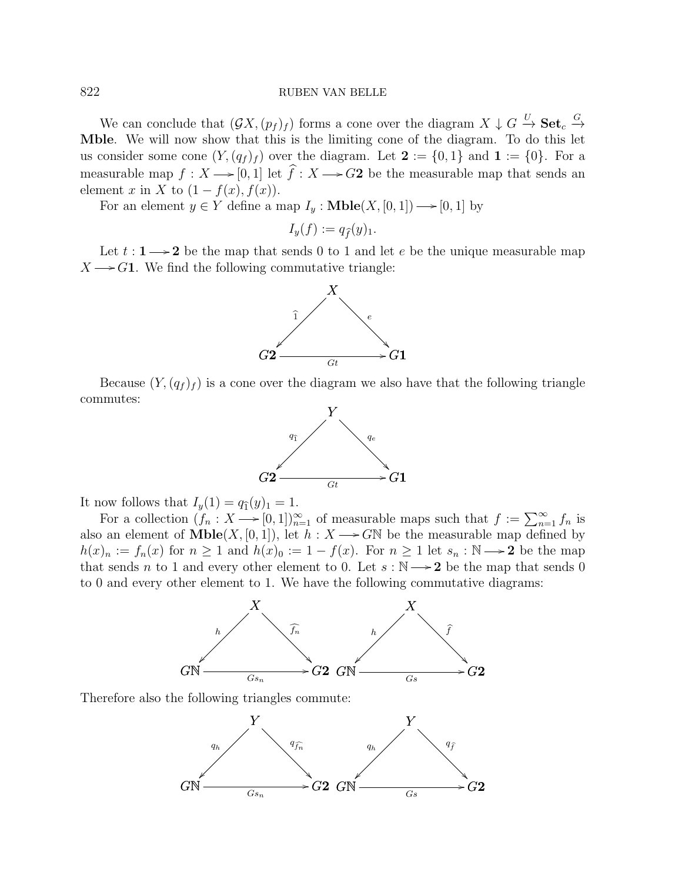We can conclude that $(\mathcal{G}X, (p_f)_f)$ forms a cone over the diagram $X \downarrow G \xrightarrow{U} \mathbf{Set}_c \xrightarrow{G} \mathbf{Mble}$. We will now show that this is the limiting cone of the diagram. To do this let us consider some cone $(Y, (q_f)_f)$ over the diagram. Let $\mathbf{2} := \{0, 1\}$ and $\mathbf{1} := \{0\}$. For a measurable map $f : X \longrightarrow [0, 1]$ let $\widehat{f} : X \longrightarrow G\mathbf{2}$ be the measurable map that sends an element $x$ in $X$ to $(1 - f(x), f(x))$.

For an element $y \in Y$ define a map $I_y : \mathbf{Mble}(X, [0, 1]) \longrightarrow [0, 1]$ by

$$I_y(f) := q_{\widehat{f}}(y)_1.$$

Let $t : \mathbf{1} \longrightarrow \mathbf{2}$ be the map that sends 0 to 1 and let $e$ be the unique measurable map $X \longrightarrow G\mathbf{1}$. We find the following commutative triangle:

$$\begin{array}{ccc} & X & \\ \widehat{1} \swarrow & & \searrow e \\ G\mathbf{2} & \xrightarrow{Gt} & G\mathbf{1} \end{array}$$

Because $(Y, (q_f)_f)$ is a cone over the diagram we also have that the following triangle commutes:

$$\begin{array}{ccc} & Y & \\ q_{\widehat{1}} \swarrow & & \searrow q_e \\ G\mathbf{2} & \xrightarrow{Gt} & G\mathbf{1} \end{array}$$

It now follows that $I_y(1) = q_{\widehat{1}}(y)_1 = 1$.

For a collection $(f_n : X \longrightarrow [0, 1])_{n=1}^{\infty}$ of measurable maps such that $f := \sum_{n=1}^{\infty} f_n$ is also an element of $\mathbf{Mble}(X, [0, 1])$, let $h : X \longrightarrow G\mathbb{N}$ be the measurable map defined by $h(x)_n := f_n(x)$ for $n \geq 1$ and $h(x)_0 := 1 - f(x)$. For $n \geq 1$ let $s_n : \mathbb{N} \longrightarrow \mathbf{2}$ be the map that sends $n$ to 1 and every other element to 0. Let $s : \mathbb{N} \longrightarrow \mathbf{2}$ be the map that sends 0 to 0 and every other element to 1. We have the following commutative diagrams:

$$\begin{array}{ccc} & X & \\ h \swarrow & & \searrow \widehat{f_n} \\ G\mathbb{N} & \xrightarrow{Gs_n} & G\mathbf{2} \end{array} \qquad \begin{array}{ccc} & X & \\ h \swarrow & & \searrow \widehat{f} \\ G\mathbb{N} & \xrightarrow{Gs} & G\mathbf{2} \end{array}$$

Therefore also the following triangles commute:

$$\begin{array}{ccc} & Y & \\ q_h \swarrow & & \searrow q_{\widehat{f_n}} \\ G\mathbb{N} & \xrightarrow{Gs_n} & G\mathbf{2} \end{array} \qquad \begin{array}{ccc} & Y & \\ q_h \swarrow & & \searrow q_{\widehat{f}} \\ G\mathbb{N} & \xrightarrow{Gs} & G\mathbf{2} \end{array}$$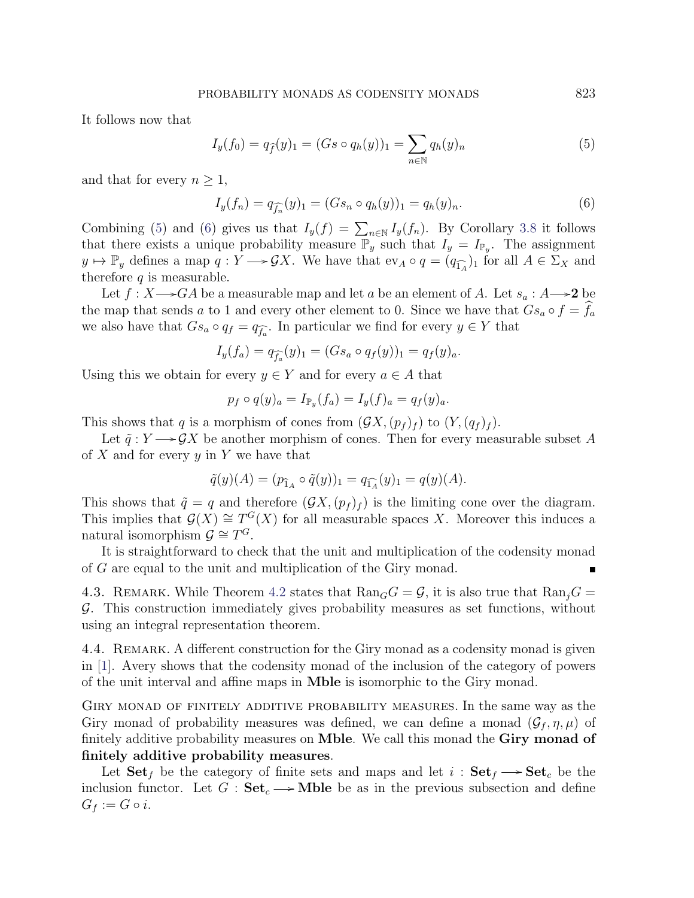It follows now that

$$I_y(f_0) = q_{\widehat{f}}(y)_1 = (Gs \circ q_h(y))_1 = \sum_{n \in \mathbb{N}} q_h(y)_n \tag{5}$$

and that for every $n \geq 1$,

$$I_y(f_n) = q_{\widehat{f_n}}(y)_1 = (Gs_n \circ q_h(y))_1 = q_h(y)_n. \tag{6}$$

Combining (5) and (6) gives us that $I_y(f) = \sum_{n \in \mathbb{N}} I_y(f_n)$. By Corollary 3.8 it follows that there exists a unique probability measure $\mathbb{P}_y$ such that $I_y = I_{\mathbb{P}_y}$. The assignment $y \mapsto \mathbb{P}_y$ defines a map $q : Y \longrightarrow \mathcal{G}X$. We have that $\mathrm{ev}_A \circ q = (q_{\widehat{1_A}})_1$ for all $A \in \Sigma_X$ and therefore $q$ is measurable.

Let $f : X \longrightarrow GA$ be a measurable map and let $a$ be an element of $A$. Let $s_a : A \longrightarrow \mathbf{2}$ be the map that sends $a$ to 1 and every other element to 0. Since we have that $Gs_a \circ f = \widehat{f_a}$ we also have that $Gs_a \circ q_f = q_{\widehat{f_a}}$. In particular we find for every $y \in Y$ that

$$I_y(f_a) = q_{\widehat{f_a}}(y)_1 = (Gs_a \circ q_f(y))_1 = q_f(y)_a.$$

Using this we obtain for every $y \in Y$ and for every $a \in A$ that

$$p_f \circ q(y)_a = I_{\mathbb{P}_y}(f_a) = I_y(f)_a = q_f(y)_a.$$

This shows that $q$ is a morphism of cones from $(\mathcal{G}X, (p_f)_f)$ to $(Y, (q_f)_f)$.

Let $\tilde{q} : Y \longrightarrow \mathcal{G}X$ be another morphism of cones. Then for every measurable subset $A$ of $X$ and for every $y$ in $Y$ we have that

$$\tilde{q}(y)(A) = (p_{\widehat{1_A}} \circ \tilde{q}(y))_1 = q_{\widehat{1_A}}(y)_1 = q(y)(A).$$

This shows that $\tilde{q} = q$ and therefore $(\mathcal{G}X, (p_f)_f)$ is the limiting cone over the diagram. This implies that $\mathcal{G}(X) \cong T^G(X)$ for all measurable spaces $X$. Moreover this induces a natural isomorphism $\mathcal{G} \cong T^G$.

It is straightforward to check that the unit and multiplication of the codensity monad of $G$ are equal to the unit and multiplication of the Giry monad. ∎

4.3. Remark. While Theorem 4.2 states that $\mathrm{Ran}_G G = \mathcal{G}$, it is also true that $\mathrm{Ran}_j G = \mathcal{G}$. This construction immediately gives probability measures as set functions, without using an integral representation theorem.

4.4. Remark. A different construction for the Giry monad as a codensity monad is given in [1]. Avery shows that the codensity monad of the inclusion of the category of powers of the unit interval and affine maps in **Mble** is isomorphic to the Giry monad.

Giry monad of finitely additive probability measures. In the same way as the Giry monad of probability measures was defined, we can define a monad $(\mathcal{G}_f, \eta, \mu)$ of finitely additive probability measures on **Mble**. We call this monad the **Giry monad of finitely additive probability measures**.

Let $\mathbf{Set}_f$ be the category of finite sets and maps and let $i : \mathbf{Set}_f \longrightarrow \mathbf{Set}_c$ be the inclusion functor. Let $G : \mathbf{Set}_c \longrightarrow \mathbf{Mble}$ be as in the previous subsection and define $G_f := G \circ i$.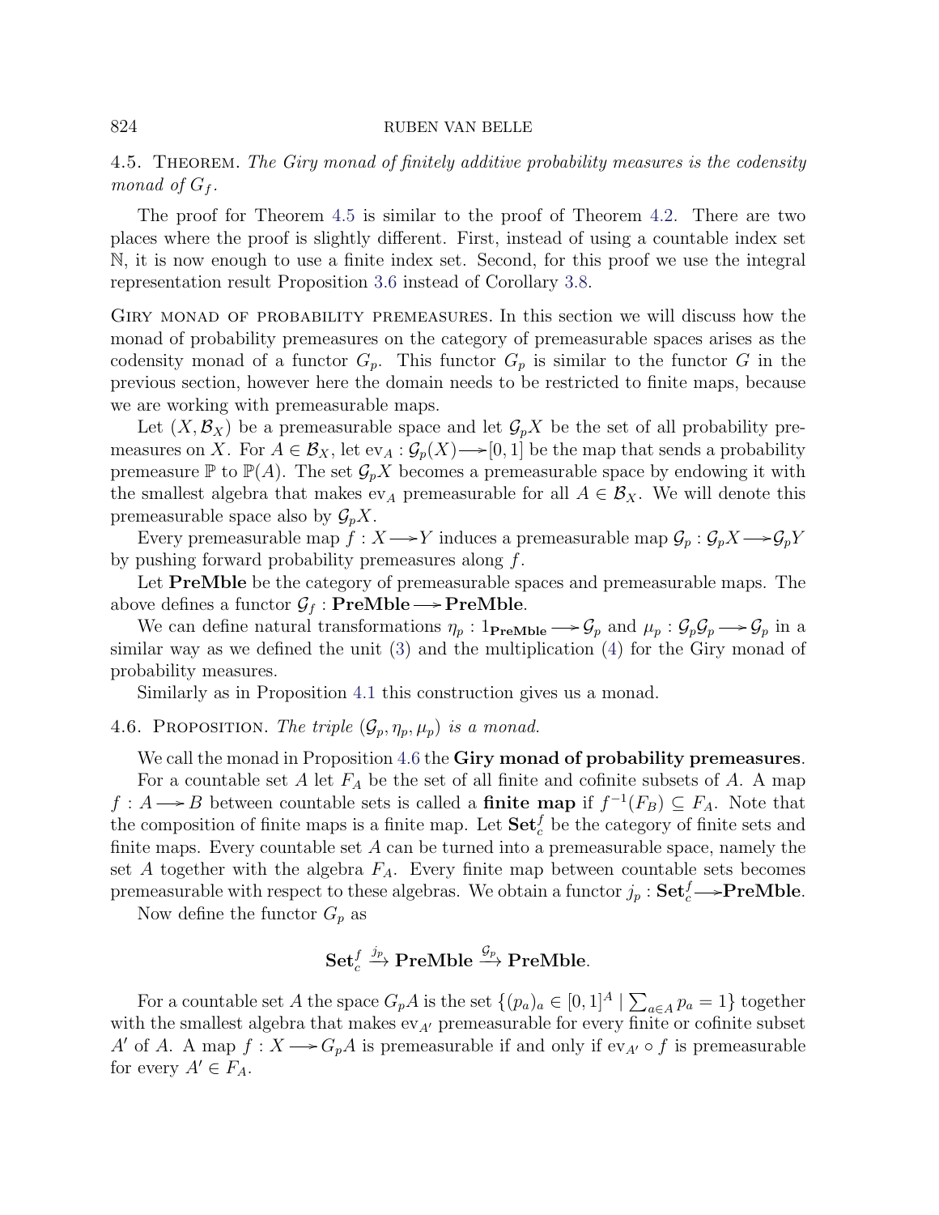4.5. Theorem. *The Giry monad of finitely additive probability measures is the codensity monad of $G_f$.*

The proof for Theorem 4.5 is similar to the proof of Theorem 4.2. There are two places where the proof is slightly different. First, instead of using a countable index set $\mathbb{N}$, it is now enough to use a finite index set. Second, for this proof we use the integral representation result Proposition 3.6 instead of Corollary 3.8.

Giry monad of probability premeasures. In this section we will discuss how the monad of probability premeasures on the category of premeasurable spaces arises as the codensity monad of a functor $G_p$. This functor $G_p$ is similar to the functor $G$ in the previous section, however here the domain needs to be restricted to finite maps, because we are working with premeasurable maps.

Let $(X, \mathcal{B}_X)$ be a premeasurable space and let $\mathcal{G}_pX$ be the set of all probability premeasures on $X$. For $A \in \mathcal{B}_X$, let $\mathrm{ev}_A : \mathcal{G}_p(X) \longrightarrow [0,1]$ be the map that sends a probability premeasure $\mathbb{P}$ to $\mathbb{P}(A)$. The set $\mathcal{G}_pX$ becomes a premeasurable space by endowing it with the smallest algebra that makes $\mathrm{ev}_A$ premeasurable for all $A \in \mathcal{B}_X$. We will denote this premeasurable space also by $\mathcal{G}_pX$.

Every premeasurable map $f : X \longrightarrow Y$ induces a premeasurable map $\mathcal{G}_p : \mathcal{G}_pX \longrightarrow \mathcal{G}_pY$ by pushing forward probability premeasures along $f$.

Let **PreMble** be the category of premeasurable spaces and premeasurable maps. The above defines a functor $\mathcal{G}_f : \mathbf{PreMble} \longrightarrow \mathbf{PreMble}$.

We can define natural transformations $\eta_p : 1_{\mathbf{PreMble}} \longrightarrow \mathcal{G}_p$ and $\mu_p : \mathcal{G}_p\mathcal{G}_p \longrightarrow \mathcal{G}_p$ in a similar way as we defined the unit (3) and the multiplication (4) for the Giry monad of probability measures.

Similarly as in Proposition 4.1 this construction gives us a monad.

4.6. Proposition. *The triple $(\mathcal{G}_p, \eta_p, \mu_p)$ is a monad.*

We call the monad in Proposition 4.6 the **Giry monad of probability premeasures**.

For a countable set $A$ let $F_A$ be the set of all finite and cofinite subsets of $A$. A map $f : A \longrightarrow B$ between countable sets is called a **finite map** if $f^{-1}(F_B) \subseteq F_A$. Note that the composition of finite maps is a finite map. Let $\mathbf{Set}_c^f$ be the category of finite sets and finite maps. Every countable set $A$ can be turned into a premeasurable space, namely the set $A$ together with the algebra $F_A$. Every finite map between countable sets becomes premeasurable with respect to these algebras. We obtain a functor $j_p : \mathbf{Set}_c^f \longrightarrow \mathbf{PreMble}$.

Now define the functor $G_p$ as

$$\mathbf{Set}_c^f \xrightarrow{j_p} \mathbf{PreMble} \xrightarrow{\mathcal{G}_p} \mathbf{PreMble}.$$

For a countable set $A$ the space $G_pA$ is the set $\{(p_a)_a \in [0,1]^A \mid \sum_{a \in A} p_a = 1\}$ together with the smallest algebra that makes $\mathrm{ev}_{A'}$ premeasurable for every finite or cofinite subset $A'$ of $A$. A map $f : X \longrightarrow G_pA$ is premeasurable if and only if $\mathrm{ev}_{A'} \circ f$ is premeasurable for every $A' \in F_A$.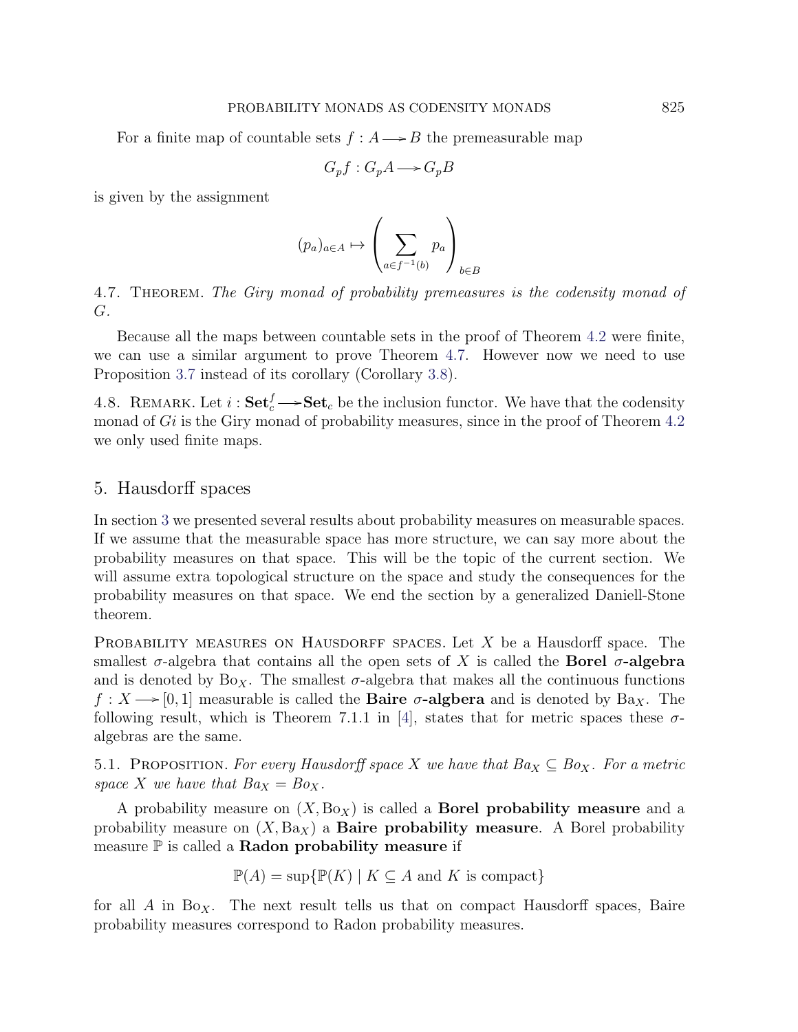For a finite map of countable sets $f : A \longrightarrow B$ the premeasurable map

$$G_p f : G_p A \longrightarrow G_p B$$

is given by the assignment

$$(p_a)_{a \in A} \mapsto \left( \sum_{a \in f^{-1}(b)} p_a \right)_{b \in B}$$

4.7. Theorem. *The Giry monad of probability premeasures is the codensity monad of $G$.*

Because all the maps between countable sets in the proof of Theorem 4.2 were finite, we can use a similar argument to prove Theorem 4.7. However now we need to use Proposition 3.7 instead of its corollary (Corollary 3.8).

4.8. Remark. Let $i : \mathbf{Set}_c^f \longrightarrow \mathbf{Set}_c$ be the inclusion functor. We have that the codensity monad of $Gi$ is the Giry monad of probability measures, since in the proof of Theorem 4.2 we only used finite maps.

## 5. Hausdorff spaces

In section 3 we presented several results about probability measures on measurable spaces. If we assume that the measurable space has more structure, we can say more about the probability measures on that space. This will be the topic of the current section. We will assume extra topological structure on the space and study the consequences for the probability measures on that space. We end the section by a generalized Daniell-Stone theorem.

Probability measures on Hausdorff spaces. Let $X$ be a Hausdorff space. The smallest $\sigma$-algebra that contains all the open sets of $X$ is called the **Borel $\sigma$-algebra** and is denoted by $\mathrm{Bo}_X$. The smallest $\sigma$-algebra that makes all the continuous functions $f : X \longrightarrow [0, 1]$ measurable is called the **Baire $\sigma$-algbera** and is denoted by $\mathrm{Ba}_X$. The following result, which is Theorem 7.1.1 in [4], states that for metric spaces these $\sigma$-algebras are the same.

5.1. Proposition. *For every Hausdorff space $X$ we have that $Ba_X \subseteq Bo_X$. For a metric space $X$ we have that $Ba_X = Bo_X$.*

A probability measure on $(X, \mathrm{Bo}_X)$ is called a **Borel probability measure** and a probability measure on $(X, \mathrm{Ba}_X)$ a **Baire probability measure**. A Borel probability measure $\mathbb{P}$ is called a **Radon probability measure** if

$$\mathbb{P}(A) = \sup\{\mathbb{P}(K) \mid K \subseteq A \text{ and } K \text{ is compact}\}$$

for all $A$ in $\mathrm{Bo}_X$. The next result tells us that on compact Hausdorff spaces, Baire probability measures correspond to Radon probability measures.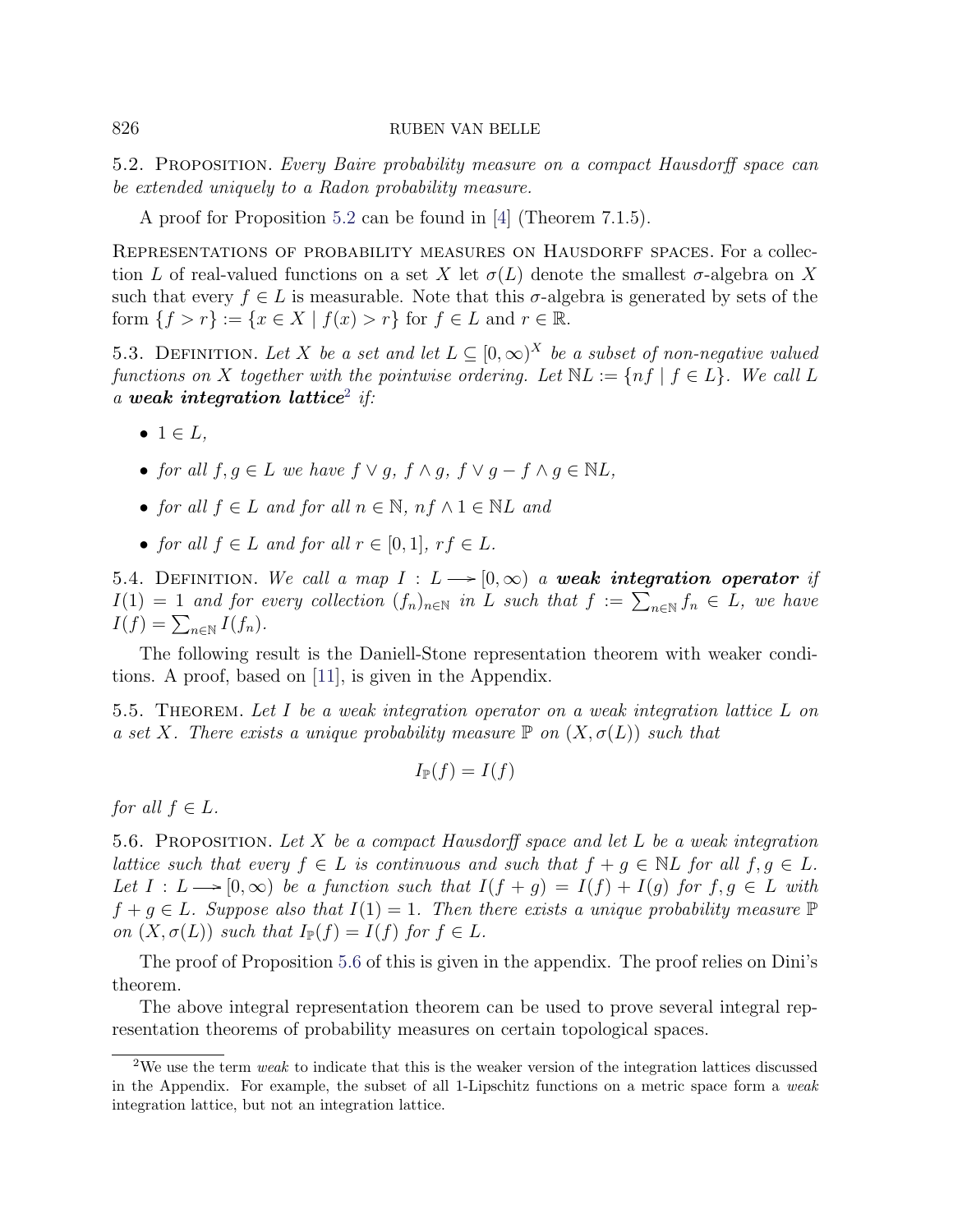5.2. Proposition. *Every Baire probability measure on a compact Hausdorff space can be extended uniquely to a Radon probability measure.*

A proof for Proposition 5.2 can be found in [4] (Theorem 7.1.5).

Representations of probability measures on Hausdorff spaces. For a collection $L$ of real-valued functions on a set $X$ let $\sigma(L)$ denote the smallest $\sigma$-algebra on $X$ such that every $f \in L$ is measurable. Note that this $\sigma$-algebra is generated by sets of the form $\{f > r\} := \{x \in X \mid f(x) > r\}$ for $f \in L$ and $r \in \mathbb{R}$.

5.3. Definition. *Let $X$ be a set and let $L \subseteq [0,\infty)^X$ be a subset of non-negative valued functions on $X$ together with the pointwise ordering. Let $\mathbb{N}L := \{nf \mid f \in L\}$. We call $L$ a **weak integration lattice**[2] if:*

- *$1 \in L$,*
- *for all $f, g \in L$ we have $f \vee g$, $f \wedge g$, $f \vee g - f \wedge g \in \mathbb{N}L$,*
- *for all $f \in L$ and for all $n \in \mathbb{N}$, $nf \wedge 1 \in \mathbb{N}L$ and*
- *for all $f \in L$ and for all $r \in [0,1]$, $rf \in L$.*

5.4. Definition. *We call a map $I : L \longrightarrow [0,\infty)$ a **weak integration operator** if $I(1) = 1$ and for every collection $(f_n)_{n\in\mathbb{N}}$ in $L$ such that $f := \sum_{n\in\mathbb{N}} f_n \in L$, we have $I(f) = \sum_{n\in\mathbb{N}} I(f_n)$.*

The following result is the Daniell-Stone representation theorem with weaker conditions. A proof, based on [11], is given in the Appendix.

5.5. Theorem. *Let $I$ be a weak integration operator on a weak integration lattice $L$ on a set $X$. There exists a unique probability measure $\mathbb{P}$ on $(X, \sigma(L))$ such that*

$$I_{\mathbb{P}}(f) = I(f)$$

*for all $f \in L$.*

5.6. Proposition. *Let $X$ be a compact Hausdorff space and let $L$ be a weak integration lattice such that every $f \in L$ is continuous and such that $f + g \in \mathbb{N}L$ for all $f, g \in L$. Let $I : L \longrightarrow [0,\infty)$ be a function such that $I(f+g) = I(f) + I(g)$ for $f, g \in L$ with $f + g \in L$. Suppose also that $I(1) = 1$. Then there exists a unique probability measure $\mathbb{P}$ on $(X, \sigma(L))$ such that $I_{\mathbb{P}}(f) = I(f)$ for $f \in L$.*

The proof of Proposition 5.6 of this is given in the appendix. The proof relies on Dini's theorem.

The above integral representation theorem can be used to prove several integral representation theorems of probability measures on certain topological spaces.

[2] We use the term *weak* to indicate that this is the weaker version of the integration lattices discussed in the Appendix. For example, the subset of all 1-Lipschitz functions on a metric space form a *weak* integration lattice, but not an integration lattice.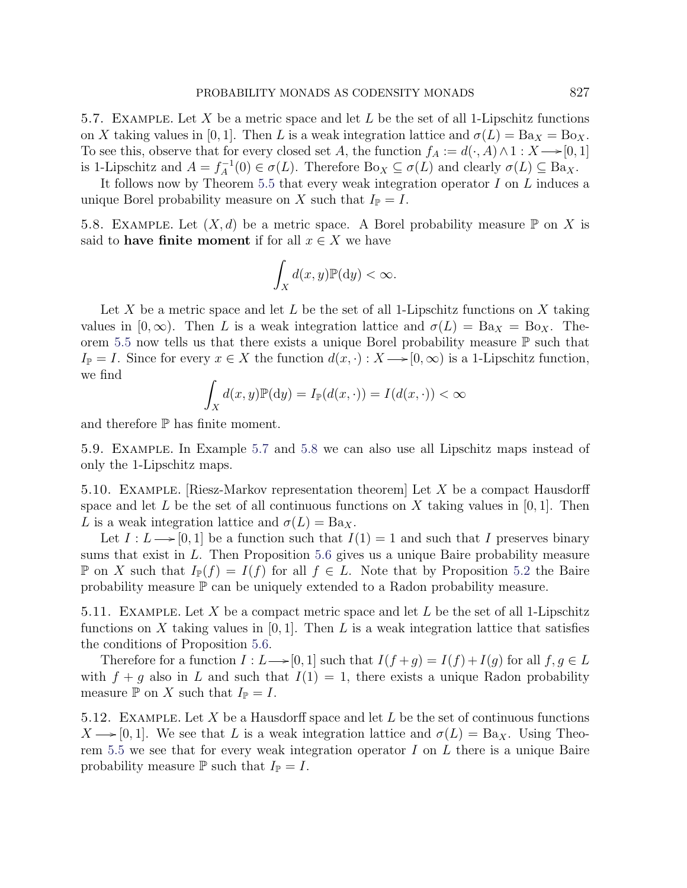5.7. Example. Let $X$ be a metric space and let $L$ be the set of all 1-Lipschitz functions on $X$ taking values in $[0,1]$. Then $L$ is a weak integration lattice and $\sigma(L) = \mathrm{Ba}_X = \mathrm{Bo}_X$. To see this, observe that for every closed set $A$, the function $f_A := d(\cdot, A) \wedge 1 : X \longrightarrow [0,1]$ is 1-Lipschitz and $A = f_A^{-1}(0) \in \sigma(L)$. Therefore $\mathrm{Bo}_X \subseteq \sigma(L)$ and clearly $\sigma(L) \subseteq \mathrm{Ba}_X$.

It follows now by Theorem 5.5 that every weak integration operator $I$ on $L$ induces a unique Borel probability measure on $X$ such that $I_{\mathbb{P}} = I$.

5.8. Example. Let $(X, d)$ be a metric space. A Borel probability measure $\mathbb{P}$ on $X$ is said to **have finite moment** if for all $x \in X$ we have

$$\int_X d(x,y)\mathbb{P}(\mathrm{d}y) < \infty.$$

Let $X$ be a metric space and let $L$ be the set of all 1-Lipschitz functions on $X$ taking values in $[0, \infty)$. Then $L$ is a weak integration lattice and $\sigma(L) = \mathrm{Ba}_X = \mathrm{Bo}_X$. Theorem 5.5 now tells us that there exists a unique Borel probability measure $\mathbb{P}$ such that $I_{\mathbb{P}} = I$. Since for every $x \in X$ the function $d(x, \cdot) : X \longrightarrow [0, \infty)$ is a 1-Lipschitz function, we find

$$\int_X d(x,y)\mathbb{P}(\mathrm{d}y) = I_{\mathbb{P}}(d(x,\cdot)) = I(d(x,\cdot)) < \infty$$

and therefore $\mathbb{P}$ has finite moment.

5.9. Example. In Example 5.7 and 5.8 we can also use all Lipschitz maps instead of only the 1-Lipschitz maps.

5.10. Example. [Riesz-Markov representation theorem] Let $X$ be a compact Hausdorff space and let $L$ be the set of all continuous functions on $X$ taking values in $[0,1]$. Then $L$ is a weak integration lattice and $\sigma(L) = \mathrm{Ba}_X$.

Let $I : L \longrightarrow [0,1]$ be a function such that $I(1) = 1$ and such that $I$ preserves binary sums that exist in $L$. Then Proposition 5.6 gives us a unique Baire probability measure $\mathbb{P}$ on $X$ such that $I_{\mathbb{P}}(f) = I(f)$ for all $f \in L$. Note that by Proposition 5.2 the Baire probability measure $\mathbb{P}$ can be uniquely extended to a Radon probability measure.

5.11. Example. Let $X$ be a compact metric space and let $L$ be the set of all 1-Lipschitz functions on $X$ taking values in $[0,1]$. Then $L$ is a weak integration lattice that satisfies the conditions of Proposition 5.6.

Therefore for a function $I : L \longrightarrow [0,1]$ such that $I(f+g) = I(f) + I(g)$ for all $f, g \in L$ with $f + g$ also in $L$ and such that $I(1) = 1$, there exists a unique Radon probability measure $\mathbb{P}$ on $X$ such that $I_{\mathbb{P}} = I$.

5.12. Example. Let $X$ be a Hausdorff space and let $L$ be the set of continuous functions $X \longrightarrow [0,1]$. We see that $L$ is a weak integration lattice and $\sigma(L) = \mathrm{Ba}_X$. Using Theorem 5.5 we see that for every weak integration operator $I$ on $L$ there is a unique Baire probability measure $\mathbb{P}$ such that $I_{\mathbb{P}} = I$.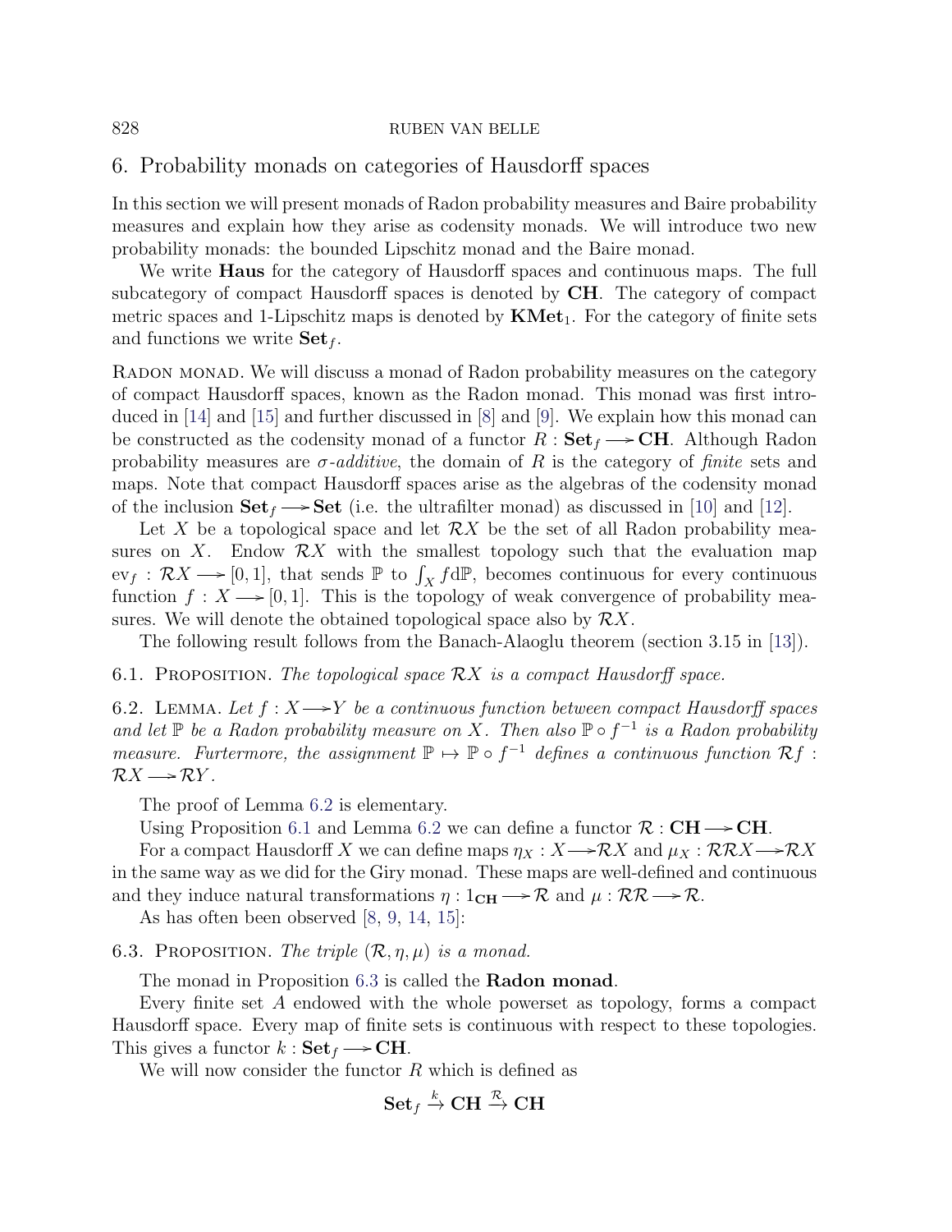## 6. Probability monads on categories of Hausdorff spaces

In this section we will present monads of Radon probability measures and Baire probability measures and explain how they arise as codensity monads. We will introduce two new probability monads: the bounded Lipschitz monad and the Baire monad.

We write **Haus** for the category of Hausdorff spaces and continuous maps. The full subcategory of compact Hausdorff spaces is denoted by **CH**. The category of compact metric spaces and 1-Lipschitz maps is denoted by $\mathbf{KMet}_1$. For the category of finite sets and functions we write $\mathbf{Set}_f$.

Radon monad. We will discuss a monad of Radon probability measures on the category of compact Hausdorff spaces, known as the Radon monad. This monad was first introduced in [14] and [15] and further discussed in [8] and [9]. We explain how this monad can be constructed as the codensity monad of a functor $R : \mathbf{Set}_f \longrightarrow \mathbf{CH}$. Although Radon probability measures are *σ-additive*, the domain of $R$ is the category of *finite* sets and maps. Note that compact Hausdorff spaces arise as the algebras of the codensity monad of the inclusion $\mathbf{Set}_f \longrightarrow \mathbf{Set}$ (i.e. the ultrafilter monad) as discussed in [10] and [12].

Let $X$ be a topological space and let $\mathcal{R}X$ be the set of all Radon probability measures on $X$. Endow $\mathcal{R}X$ with the smallest topology such that the evaluation map $\mathrm{ev}_f : \mathcal{R}X \longrightarrow [0,1]$, that sends $\mathbb{P}$ to $\int_X f \mathrm{d}\mathbb{P}$, becomes continuous for every continuous function $f : X \longrightarrow [0,1]$. This is the topology of weak convergence of probability measures. We will denote the obtained topological space also by $\mathcal{R}X$.

The following result follows from the Banach-Alaoglu theorem (section 3.15 in [13]).

6.1. Proposition. *The topological space $\mathcal{R}X$ is a compact Hausdorff space.*

6.2. Lemma. *Let $f : X \longrightarrow Y$ be a continuous function between compact Hausdorff spaces and let $\mathbb{P}$ be a Radon probability measure on $X$. Then also $\mathbb{P} \circ f^{-1}$ is a Radon probability measure. Furthermore, the assignment $\mathbb{P} \mapsto \mathbb{P} \circ f^{-1}$ defines a continuous function $\mathcal{R}f : \mathcal{R}X \longrightarrow \mathcal{R}Y$.*

The proof of Lemma 6.2 is elementary.

Using Proposition 6.1 and Lemma 6.2 we can define a functor $\mathcal{R} : \mathbf{CH} \longrightarrow \mathbf{CH}$.

For a compact Hausdorff $X$ we can define maps $\eta_X : X \longrightarrow \mathcal{R}X$ and $\mu_X : \mathcal{R}\mathcal{R}X \longrightarrow \mathcal{R}X$ in the same way as we did for the Giry monad. These maps are well-defined and continuous and they induce natural transformations $\eta : 1_{\mathbf{CH}} \longrightarrow \mathcal{R}$ and $\mu : \mathcal{R}\mathcal{R} \longrightarrow \mathcal{R}$.

As has often been observed [8, 9, 14, 15]:

6.3. Proposition. *The triple $(\mathcal{R}, \eta, \mu)$ is a monad.*

The monad in Proposition 6.3 is called the **Radon monad**.

Every finite set $A$ endowed with the whole powerset as topology, forms a compact Hausdorff space. Every map of finite sets is continuous with respect to these topologies. This gives a functor $k : \mathbf{Set}_f \longrightarrow \mathbf{CH}$.

We will now consider the functor $R$ which is defined as

$$\mathbf{Set}_f \xrightarrow{k} \mathbf{CH} \xrightarrow{\mathcal{R}} \mathbf{CH}$$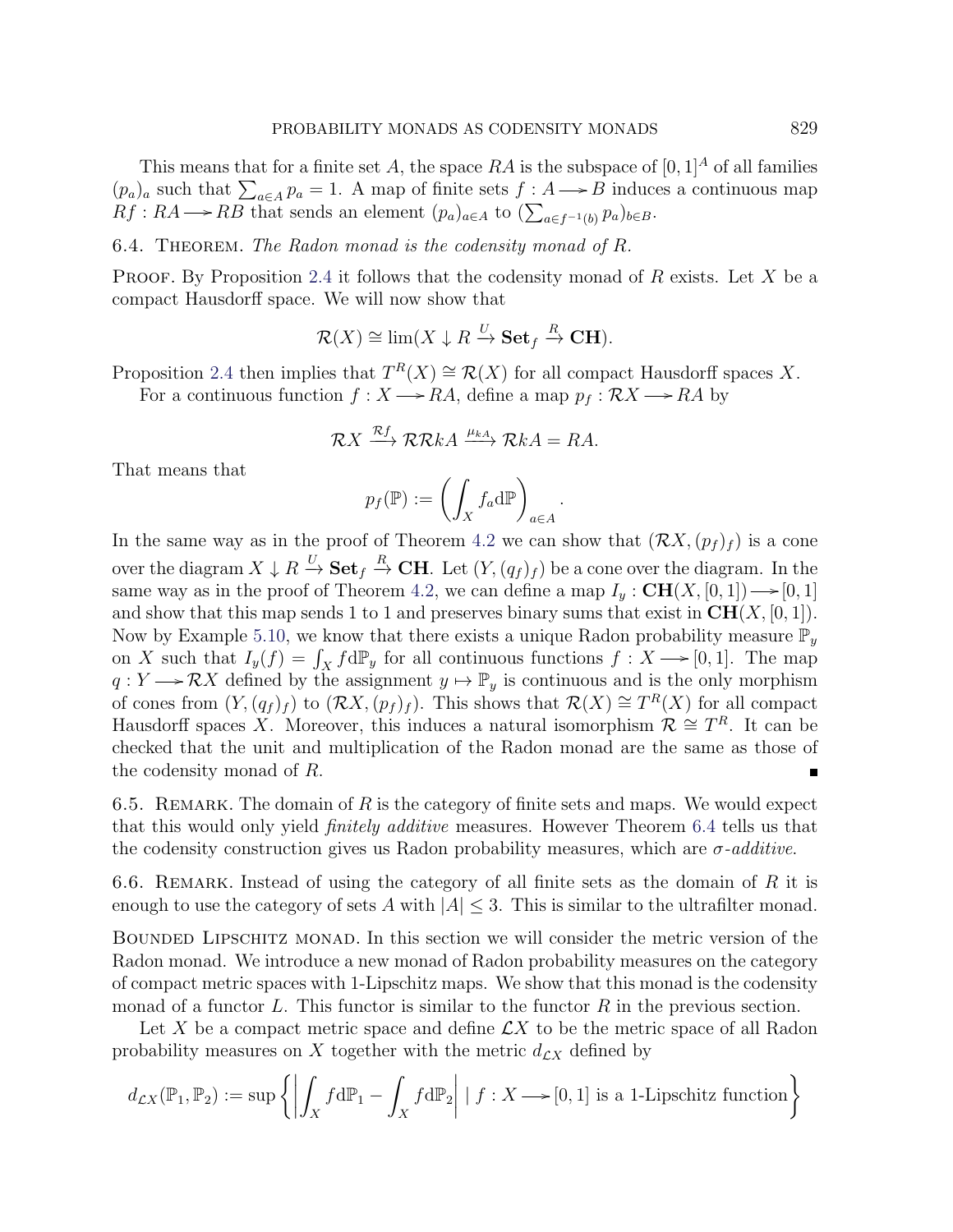This means that for a finite set $A$, the space $RA$ is the subspace of $[0,1]^A$ of all families $(p_a)_a$ such that $\sum_{a\in A} p_a = 1$. A map of finite sets $f : A \longrightarrow B$ induces a continuous map $Rf : RA \longrightarrow RB$ that sends an element $(p_a)_{a\in A}$ to $(\sum_{a\in f^{-1}(b)} p_a)_{b\in B}$.

6.4. Theorem. *The Radon monad is the codensity monad of $R$.*

Proof. By Proposition 2.4 it follows that the codensity monad of $R$ exists. Let $X$ be a compact Hausdorff space. We will now show that

$$\mathcal{R}(X) \cong \lim(X \downarrow R \xrightarrow{U} \mathbf{Set}_f \xrightarrow{R} \mathbf{CH}).$$

Proposition 2.4 then implies that $T^R(X) \cong \mathcal{R}(X)$ for all compact Hausdorff spaces $X$.

For a continuous function $f : X \longrightarrow RA$, define a map $p_f : \mathcal{R}X \longrightarrow RA$ by

$$\mathcal{R}X \xrightarrow{\mathcal{R}f} \mathcal{R}\mathcal{R}kA \xrightarrow{\mu_{kA}} \mathcal{R}kA = RA.$$

That means that

$$p_f(\mathbb{P}) := \left(\int_X f_a \mathrm{d}\mathbb{P}\right)_{a\in A}.$$

In the same way as in the proof of Theorem 4.2 we can show that $(\mathcal{R}X, (p_f)_f)$ is a cone over the diagram $X \downarrow R \xrightarrow{U} \mathbf{Set}_f \xrightarrow{R} \mathbf{CH}$. Let $(Y, (q_f)_f)$ be a cone over the diagram. In the same way as in the proof of Theorem 4.2, we can define a map $I_y : \mathbf{CH}(X, [0,1]) \longrightarrow [0,1]$ and show that this map sends 1 to 1 and preserves binary sums that exist in $\mathbf{CH}(X, [0,1])$. Now by Example 5.10, we know that there exists a unique Radon probability measure $\mathbb{P}_y$ on $X$ such that $I_y(f) = \int_X f \mathrm{d}\mathbb{P}_y$ for all continuous functions $f : X \longrightarrow [0,1]$. The map $q : Y \longrightarrow \mathcal{R}X$ defined by the assignment $y \mapsto \mathbb{P}_y$ is continuous and is the only morphism of cones from $(Y, (q_f)_f)$ to $(\mathcal{R}X, (p_f)_f)$. This shows that $\mathcal{R}(X) \cong T^R(X)$ for all compact Hausdorff spaces $X$. Moreover, this induces a natural isomorphism $\mathcal{R} \cong T^R$. It can be checked that the unit and multiplication of the Radon monad are the same as those of the codensity monad of $R$. ■

6.5. Remark. The domain of $R$ is the category of finite sets and maps. We would expect that this would only yield *finitely additive* measures. However Theorem 6.4 tells us that the codensity construction gives us Radon probability measures, which are *$\sigma$-additive*.

6.6. Remark. Instead of using the category of all finite sets as the domain of $R$ it is enough to use the category of sets $A$ with $|A| \leq 3$. This is similar to the ultrafilter monad.

Bounded Lipschitz monad. In this section we will consider the metric version of the Radon monad. We introduce a new monad of Radon probability measures on the category of compact metric spaces with 1-Lipschitz maps. We show that this monad is the codensity monad of a functor $L$. This functor is similar to the functor $R$ in the previous section.

Let $X$ be a compact metric space and define $\mathcal{L}X$ to be the metric space of all Radon probability measures on $X$ together with the metric $d_{\mathcal{L}X}$ defined by

$$d_{\mathcal{L}X}(\mathbb{P}_1, \mathbb{P}_2) := \sup\left\{\left|\int_X f\mathrm{d}\mathbb{P}_1 - \int_X f\mathrm{d}\mathbb{P}_2\right| \mid f : X \longrightarrow [0,1] \text{ is a 1-Lipschitz function}\right\}$$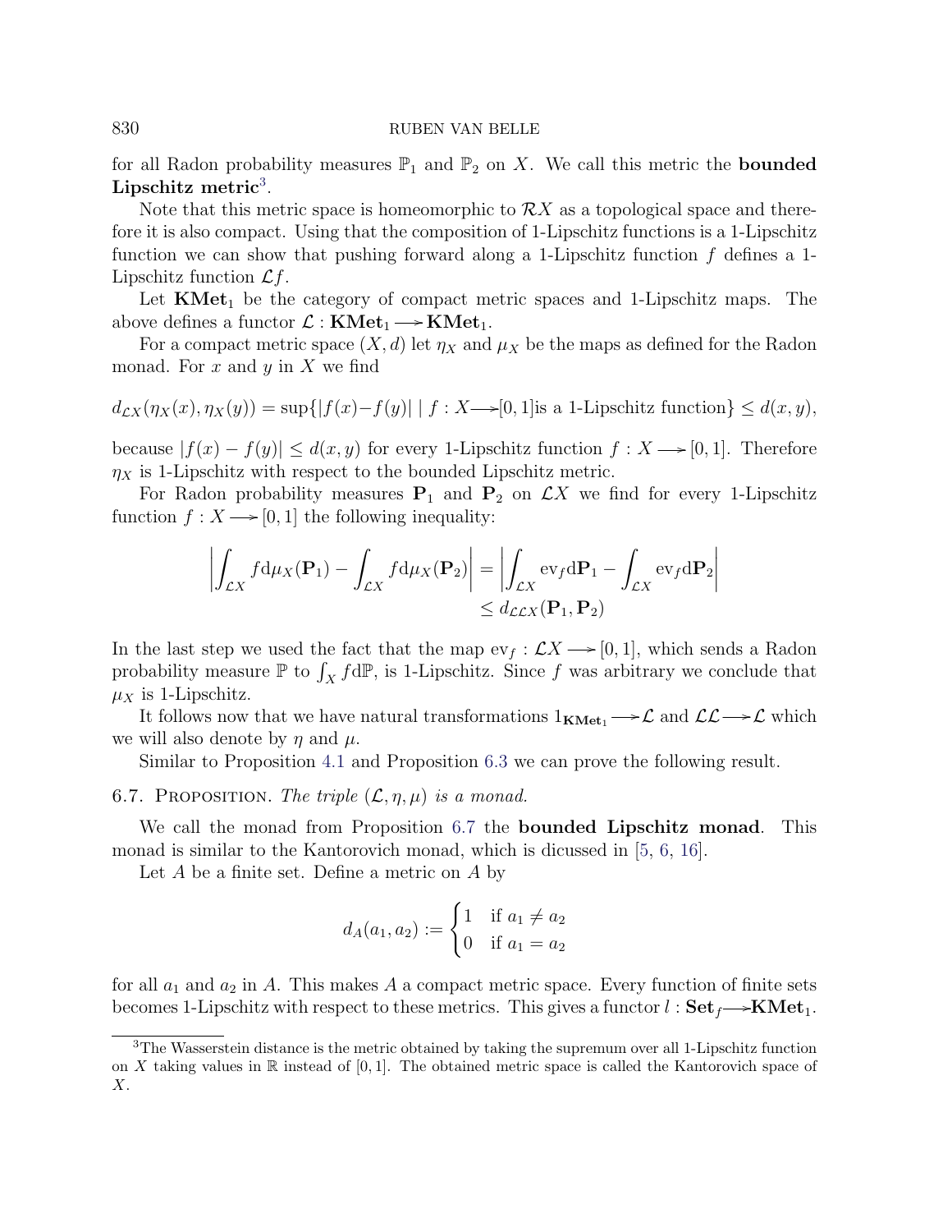for all Radon probability measures $\mathbb{P}_1$ and $\mathbb{P}_2$ on $X$. We call this metric the **bounded Lipschitz metric**[3].

Note that this metric space is homeomorphic to $\mathcal{R}X$ as a topological space and therefore it is also compact. Using that the composition of 1-Lipschitz functions is a 1-Lipschitz function we can show that pushing forward along a 1-Lipschitz function $f$ defines a 1-Lipschitz function $\mathcal{L}f$.

Let $\mathbf{KMet}_1$ be the category of compact metric spaces and 1-Lipschitz maps. The above defines a functor $\mathcal{L} : \mathbf{KMet}_1 \longrightarrow \mathbf{KMet}_1$.

For a compact metric space $(X, d)$ let $\eta_X$ and $\mu_X$ be the maps as defined for the Radon monad. For $x$ and $y$ in $X$ we find

$$d_{\mathcal{L}X}(\eta_X(x), \eta_X(y)) = \sup\{|f(x)-f(y)| \mid f : X \longrightarrow [0,1] \text{is a 1-Lipschitz function}\} \le d(x, y),$$

because $|f(x) - f(y)| \le d(x, y)$ for every 1-Lipschitz function $f : X \longrightarrow [0, 1]$. Therefore $\eta_X$ is 1-Lipschitz with respect to the bounded Lipschitz metric.

For Radon probability measures $\mathbf{P}_1$ and $\mathbf{P}_2$ on $\mathcal{L}X$ we find for every 1-Lipschitz function $f : X \longrightarrow [0, 1]$ the following inequality:

$$\begin{aligned}\left|\int_{\mathcal{L}X} f \mathrm{d}\mu_X(\mathbf{P}_1) - \int_{\mathcal{L}X} f \mathrm{d}\mu_X(\mathbf{P}_2)\right| &= \left|\int_{\mathcal{L}X} \mathrm{ev}_f \mathrm{d}\mathbf{P}_1 - \int_{\mathcal{L}X} \mathrm{ev}_f \mathrm{d}\mathbf{P}_2\right| \\ &\le d_{\mathcal{L}\mathcal{L}X}(\mathbf{P}_1, \mathbf{P}_2)\end{aligned}$$

In the last step we used the fact that the map $\mathrm{ev}_f : \mathcal{L}X \longrightarrow [0, 1]$, which sends a Radon probability measure $\mathbb{P}$ to $\int_X f \mathrm{d}\mathbb{P}$, is 1-Lipschitz. Since $f$ was arbitrary we conclude that $\mu_X$ is 1-Lipschitz.

It follows now that we have natural transformations $1_{\mathbf{KMet}_1} \longrightarrow \mathcal{L}$ and $\mathcal{L}\mathcal{L} \longrightarrow \mathcal{L}$ which we will also denote by $\eta$ and $\mu$.

Similar to Proposition 4.1 and Proposition 6.3 we can prove the following result.

6.7. Proposition. *The triple $(\mathcal{L}, \eta, \mu)$ is a monad.*

We call the monad from Proposition 6.7 the **bounded Lipschitz monad**. This monad is similar to the Kantorovich monad, which is dicussed in [5, 6, 16].

Let $A$ be a finite set. Define a metric on $A$ by

$$d_A(a_1, a_2) := \begin{cases} 1 & \text{if } a_1 \ne a_2 \\ 0 & \text{if } a_1 = a_2 \end{cases}$$

for all $a_1$ and $a_2$ in $A$. This makes $A$ a compact metric space. Every function of finite sets becomes 1-Lipschitz with respect to these metrics. This gives a functor $l : \mathbf{Set}_f \longrightarrow \mathbf{KMet}_1$.

[3] The Wasserstein distance is the metric obtained by taking the supremum over all 1-Lipschitz function on $X$ taking values in $\mathbb{R}$ instead of $[0, 1]$. The obtained metric space is called the Kantorovich space of $X$.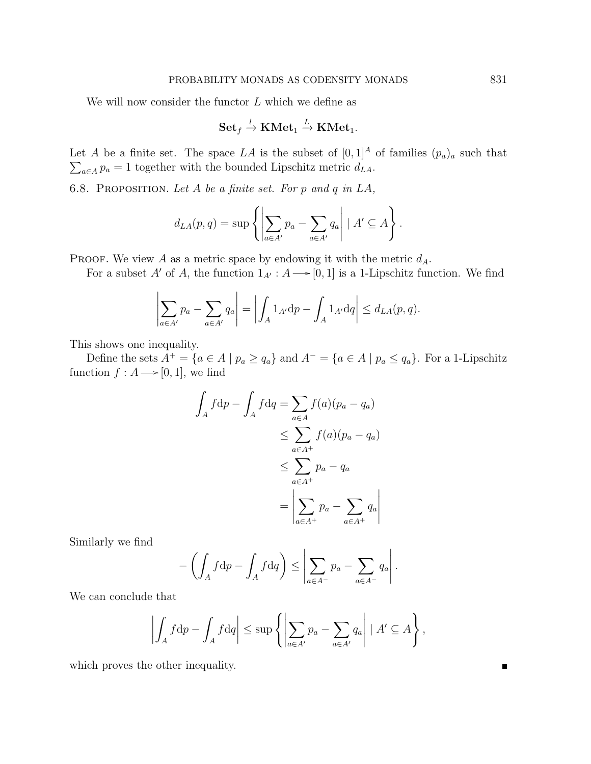We will now consider the functor $L$ which we define as

$$\mathbf{Set}_f \xrightarrow{l} \mathbf{KMet}_1 \xrightarrow{L} \mathbf{KMet}_1.$$

Let $A$ be a finite set. The space $LA$ is the subset of $[0,1]^A$ of families $(p_a)_a$ such that $\sum_{a\in A} p_a = 1$ together with the bounded Lipschitz metric $d_{LA}$.

6.8. Proposition. *Let $A$ be a finite set. For $p$ and $q$ in $LA$,*

$$d_{LA}(p,q) = \sup\left\{ \left| \sum_{a\in A'} p_a - \sum_{a\in A'} q_a \right| \mid A' \subseteq A \right\}.$$

Proof. We view $A$ as a metric space by endowing it with the metric $d_A$.

For a subset $A'$ of $A$, the function $1_{A'} : A \longrightarrow [0,1]$ is a 1-Lipschitz function. We find

$$\left| \sum_{a\in A'} p_a - \sum_{a\in A'} q_a \right| = \left| \int_A 1_{A'} \mathrm{d}p - \int_A 1_{A'} \mathrm{d}q \right| \leq d_{LA}(p,q).$$

This shows one inequality.

Define the sets $A^+ = \{a \in A \mid p_a \geq q_a\}$ and $A^- = \{a \in A \mid p_a \leq q_a\}$. For a 1-Lipschitz function $f : A \longrightarrow [0,1]$, we find

$$\begin{aligned}
\int_A f \mathrm{d}p - \int_A f \mathrm{d}q &= \sum_{a\in A} f(a)(p_a - q_a) \\
&\leq \sum_{a\in A^+} f(a)(p_a - q_a) \\
&\leq \sum_{a\in A^+} p_a - q_a \\
&= \left| \sum_{a\in A^+} p_a - \sum_{a\in A^+} q_a \right|
\end{aligned}$$

Similarly we find

$$-\left( \int_A f \mathrm{d}p - \int_A f \mathrm{d}q \right) \leq \left| \sum_{a\in A^-} p_a - \sum_{a\in A^-} q_a \right|.$$

We can conclude that

$$\left| \int_A f \mathrm{d}p - \int_A f \mathrm{d}q \right| \leq \sup\left\{ \left| \sum_{a\in A'} p_a - \sum_{a\in A'} q_a \right| \mid A' \subseteq A \right\},$$

which proves the other inequality. ∎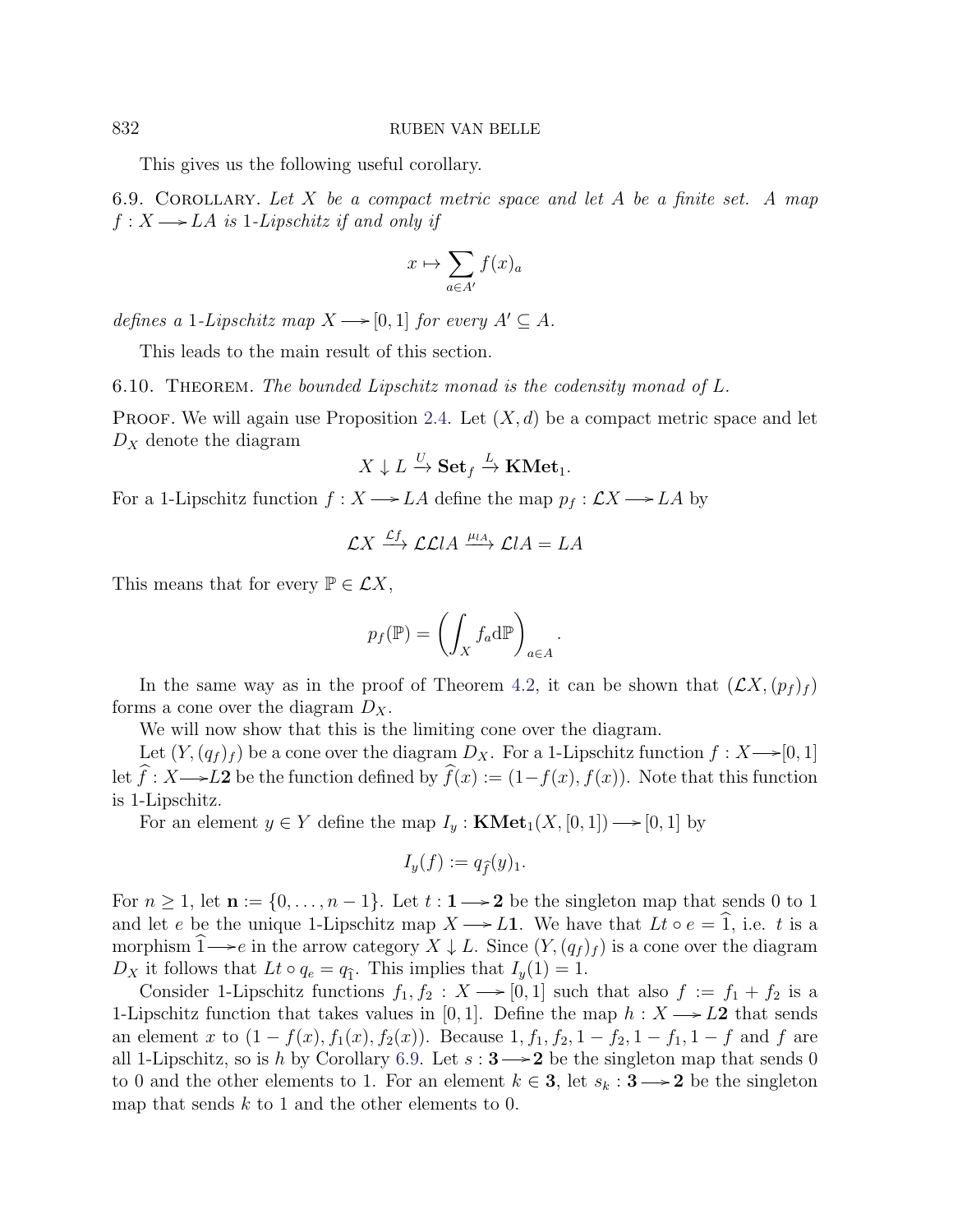This gives us the following useful corollary.

6.9. Corollary. *Let $X$ be a compact metric space and let $A$ be a finite set. A map $f : X \longrightarrow LA$ is 1-Lipschitz if and only if*

$$x \mapsto \sum_{a \in A'} f(x)_a$$

*defines a 1-Lipschitz map $X \longrightarrow [0,1]$ for every $A' \subseteq A$.*

This leads to the main result of this section.

6.10. Theorem. *The bounded Lipschitz monad is the codensity monad of $L$.*

Proof. We will again use Proposition 2.4. Let $(X, d)$ be a compact metric space and let $D_X$ denote the diagram

$$X \downarrow L \xrightarrow{U} \mathbf{Set}_f \xrightarrow{L} \mathbf{KMet}_1.$$

For a 1-Lipschitz function $f : X \longrightarrow LA$ define the map $p_f : \mathcal{L}X \longrightarrow LA$ by

$$\mathcal{L}X \xrightarrow{\mathcal{L}f} \mathcal{L}\mathcal{L}lA \xrightarrow{\mu_{lA}} \mathcal{L}lA = LA$$

This means that for every $\mathbb{P} \in \mathcal{L}X$,

$$p_f(\mathbb{P}) = \left( \int_X f_a \mathrm{d}\mathbb{P} \right)_{a \in A}.$$

In the same way as in the proof of Theorem 4.2, it can be shown that $(\mathcal{L}X, (p_f)_f)$ forms a cone over the diagram $D_X$.

We will now show that this is the limiting cone over the diagram.

Let $(Y, (q_f)_f)$ be a cone over the diagram $D_X$. For a 1-Lipschitz function $f : X \longrightarrow [0,1]$ let $\widehat{f} : X \longrightarrow L\mathbf{2}$ be the function defined by $\widehat{f}(x) := (1 - f(x), f(x))$. Note that this function is 1-Lipschitz.

For an element $y \in Y$ define the map $I_y : \mathbf{KMet}_1(X, [0,1]) \longrightarrow [0,1]$ by

$$I_y(f) := q_{\widehat{f}}(y)_1.$$

For $n \geq 1$, let $\mathbf{n} := \{0, \ldots, n-1\}$. Let $t : \mathbf{1} \longrightarrow \mathbf{2}$ be the singleton map that sends 0 to 1 and let $e$ be the unique 1-Lipschitz map $X \longrightarrow L\mathbf{1}$. We have that $Lt \circ e = \widehat{1}$, i.e. $t$ is a morphism $\widehat{1} \longrightarrow e$ in the arrow category $X \downarrow L$. Since $(Y, (q_f)_f)$ is a cone over the diagram $D_X$ it follows that $Lt \circ q_e = q_{\widehat{1}}$. This implies that $I_y(1) = 1$.

Consider 1-Lipschitz functions $f_1, f_2 : X \longrightarrow [0,1]$ such that also $f := f_1 + f_2$ is a 1-Lipschitz function that takes values in $[0,1]$. Define the map $h : X \longrightarrow L\mathbf{2}$ that sends an element $x$ to $(1 - f(x), f_1(x), f_2(x))$. Because $1, f_1, f_2, 1 - f_2, 1 - f_1, 1 - f$ and $f$ are all 1-Lipschitz, so is $h$ by Corollary 6.9. Let $s : \mathbf{3} \longrightarrow \mathbf{2}$ be the singleton map that sends 0 to 0 and the other elements to 1. For an element $k \in \mathbf{3}$, let $s_k : \mathbf{3} \longrightarrow \mathbf{2}$ be the singleton map that sends $k$ to 1 and the other elements to 0.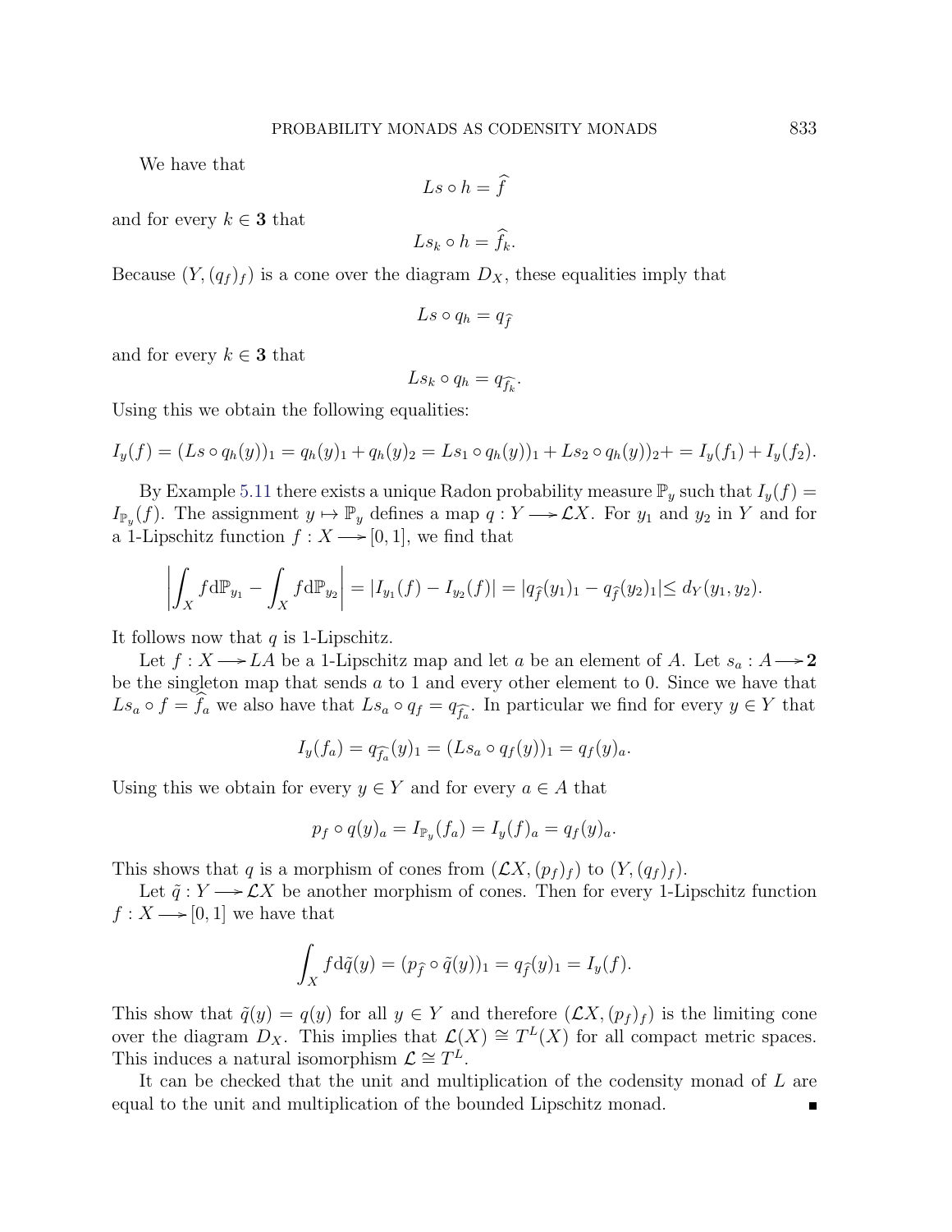We have that

$$Ls \circ h = \widehat{f}$$

and for every $k \in \mathbf{3}$ that

$$Ls_k \circ h = \widehat{f}_k.$$

Because $(Y, (q_f)_f)$ is a cone over the diagram $D_X$, these equalities imply that

$$Ls \circ q_h = q_{\widehat{f}}$$

and for every $k \in \mathbf{3}$ that

$$Ls_k \circ q_h = q_{\widehat{f_k}}.$$

Using this we obtain the following equalities:

$$I_y(f) = (Ls \circ q_h(y))_1 = q_h(y)_1 + q_h(y)_2 = Ls_1 \circ q_h(y))_1 + Ls_2 \circ q_h(y))_2 + = I_y(f_1) + I_y(f_2).$$

By Example 5.11 there exists a unique Radon probability measure $\mathbb{P}_y$ such that $I_y(f) = I_{\mathbb{P}_y}(f)$. The assignment $y \mapsto \mathbb{P}_y$ defines a map $q : Y \longrightarrow \mathcal{L}X$. For $y_1$ and $y_2$ in $Y$ and for a 1-Lipschitz function $f : X \longrightarrow [0, 1]$, we find that

$$\left| \int_X f \mathrm{d}\mathbb{P}_{y_1} - \int_X f \mathrm{d}\mathbb{P}_{y_2} \right| = |I_{y_1}(f) - I_{y_2}(f)| = |q_{\widehat{f}}(y_1)_1 - q_{\widehat{f}}(y_2)_1| \leq d_Y(y_1, y_2).$$

It follows now that $q$ is 1-Lipschitz.

Let $f : X \longrightarrow LA$ be a 1-Lipschitz map and let $a$ be an element of $A$. Let $s_a : A \longrightarrow \mathbf{2}$ be the singleton map that sends $a$ to 1 and every other element to 0. Since we have that $Ls_a \circ f = \widehat{f}_a$ we also have that $Ls_a \circ q_f = q_{\widehat{f_a}}$. In particular we find for every $y \in Y$ that

$$I_y(f_a) = q_{\widehat{f_a}}(y)_1 = (Ls_a \circ q_f(y))_1 = q_f(y)_a.$$

Using this we obtain for every $y \in Y$ and for every $a \in A$ that

$$p_f \circ q(y)_a = I_{\mathbb{P}_y}(f_a) = I_y(f)_a = q_f(y)_a.$$

This shows that $q$ is a morphism of cones from $(\mathcal{L}X, (p_f)_f)$ to $(Y, (q_f)_f)$.

Let $\tilde{q} : Y \longrightarrow \mathcal{L}X$ be another morphism of cones. Then for every 1-Lipschitz function $f : X \longrightarrow [0, 1]$ we have that

$$\int_X f \mathrm{d}\tilde{q}(y) = (p_{\widehat{f}} \circ \tilde{q}(y))_1 = q_{\widehat{f}}(y)_1 = I_y(f).$$

This show that $\tilde{q}(y) = q(y)$ for all $y \in Y$ and therefore $(\mathcal{L}X, (p_f)_f)$ is the limiting cone over the diagram $D_X$. This implies that $\mathcal{L}(X) \cong T^L(X)$ for all compact metric spaces. This induces a natural isomorphism $\mathcal{L} \cong T^L$.

It can be checked that the unit and multiplication of the codensity monad of $L$ are equal to the unit and multiplication of the bounded Lipschitz monad. ∎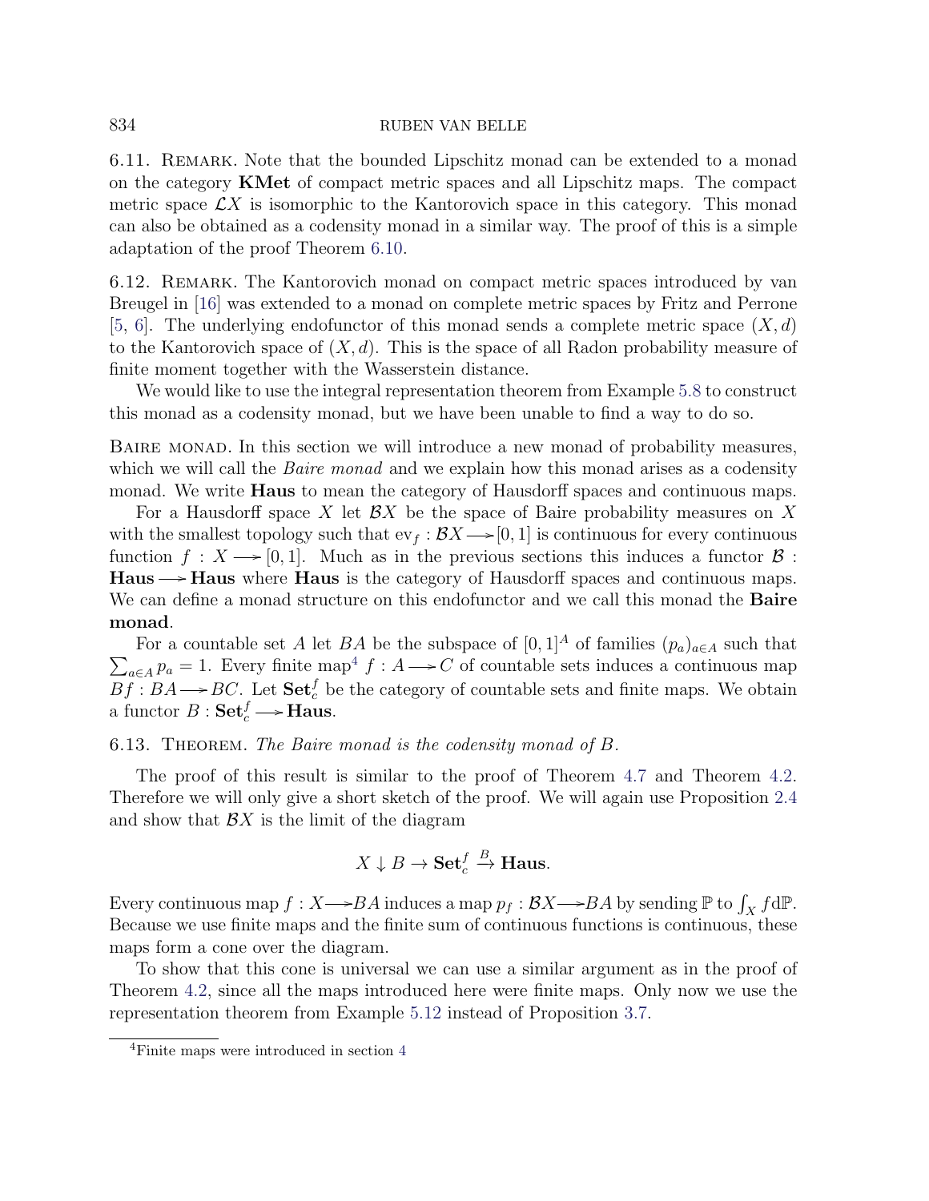6.11. Remark. Note that the bounded Lipschitz monad can be extended to a monad on the category **KMet** of compact metric spaces and all Lipschitz maps. The compact metric space $\mathcal{L}X$ is isomorphic to the Kantorovich space in this category. This monad can also be obtained as a codensity monad in a similar way. The proof of this is a simple adaptation of the proof Theorem 6.10.

6.12. Remark. The Kantorovich monad on compact metric spaces introduced by van Breugel in [16] was extended to a monad on complete metric spaces by Fritz and Perrone [5, 6]. The underlying endofunctor of this monad sends a complete metric space $(X, d)$ to the Kantorovich space of $(X, d)$. This is the space of all Radon probability measure of finite moment together with the Wasserstein distance.

We would like to use the integral representation theorem from Example 5.8 to construct this monad as a codensity monad, but we have been unable to find a way to do so.

Baire monad. In this section we will introduce a new monad of probability measures, which we will call the *Baire monad* and we explain how this monad arises as a codensity monad. We write **Haus** to mean the category of Hausdorff spaces and continuous maps.

For a Hausdorff space $X$ let $\mathcal{B}X$ be the space of Baire probability measures on $X$ with the smallest topology such that $\mathrm{ev}_f : \mathcal{B}X \longrightarrow [0,1]$ is continuous for every continuous function $f : X \longrightarrow [0,1]$. Much as in the previous sections this induces a functor $\mathcal{B} : \mathbf{Haus} \longrightarrow \mathbf{Haus}$ where **Haus** is the category of Hausdorff spaces and continuous maps. We can define a monad structure on this endofunctor and we call this monad the **Baire monad**.

For a countable set $A$ let $BA$ be the subspace of $[0,1]^A$ of families $(p_a)_{a\in A}$ such that $\sum_{a\in A} p_a = 1$. Every finite map[4] $f : A \longrightarrow C$ of countable sets induces a continuous map $Bf : BA \longrightarrow BC$. Let $\mathbf{Set}_c^f$ be the category of countable sets and finite maps. We obtain a functor $B : \mathbf{Set}_c^f \longrightarrow \mathbf{Haus}$.

6.13. Theorem. *The Baire monad is the codensity monad of $B$.*

The proof of this result is similar to the proof of Theorem 4.7 and Theorem 4.2. Therefore we will only give a short sketch of the proof. We will again use Proposition 2.4 and show that $\mathcal{B}X$ is the limit of the diagram

$$X \downarrow B \to \mathbf{Set}_c^f \xrightarrow{B} \mathbf{Haus}.$$

Every continuous map $f : X \longrightarrow BA$ induces a map $p_f : \mathcal{B}X \longrightarrow BA$ by sending $\mathbb{P}$ to $\int_X f \mathrm{d}\mathbb{P}$. Because we use finite maps and the finite sum of continuous functions is continuous, these maps form a cone over the diagram.

To show that this cone is universal we can use a similar argument as in the proof of Theorem 4.2, since all the maps introduced here were finite maps. Only now we use the representation theorem from Example 5.12 instead of Proposition 3.7.

[4] Finite maps were introduced in section 4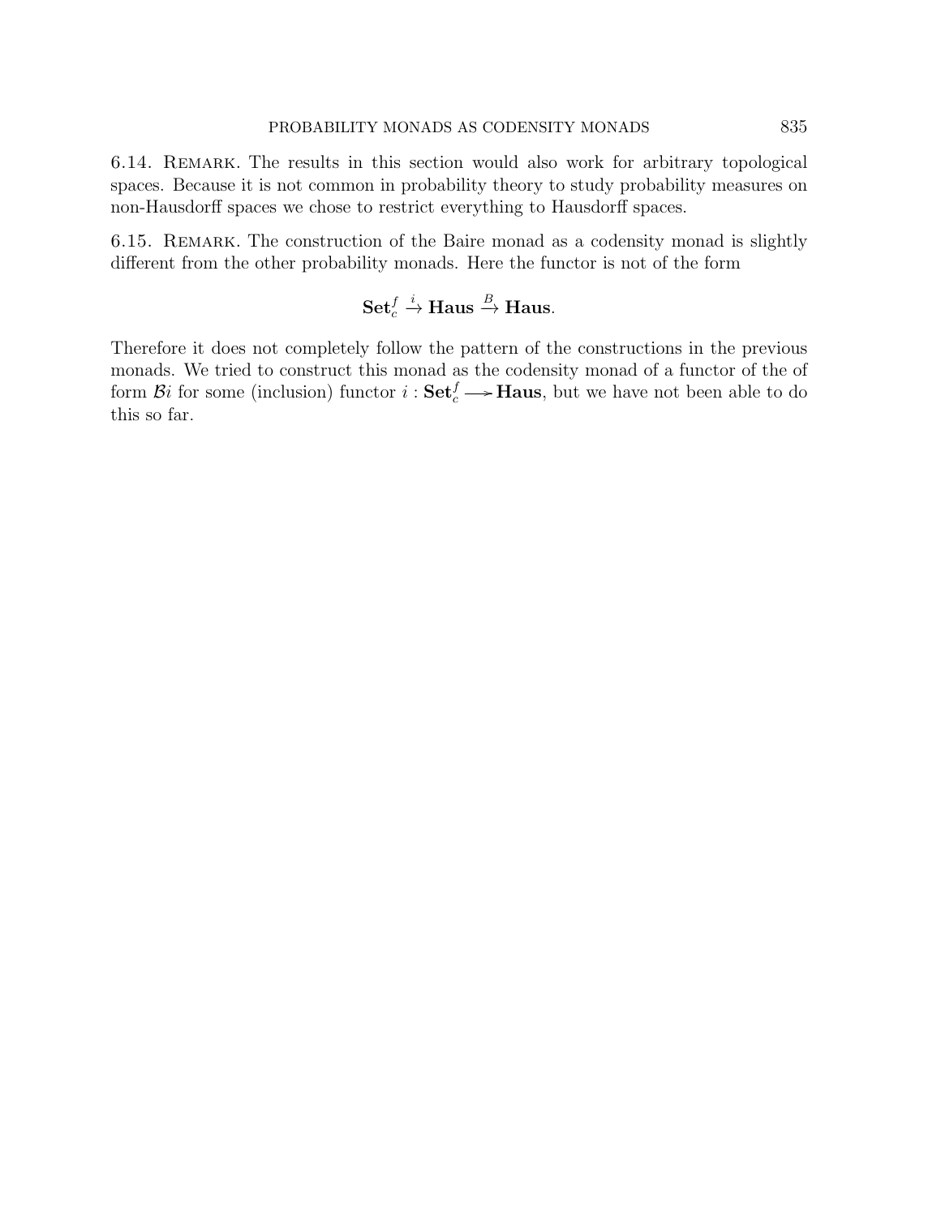6.14. Remark. The results in this section would also work for arbitrary topological spaces. Because it is not common in probability theory to study probability measures on non-Hausdorff spaces we chose to restrict everything to Hausdorff spaces.

6.15. Remark. The construction of the Baire monad as a codensity monad is slightly different from the other probability monads. Here the functor is not of the form

$$\mathbf{Set}_c^f \xrightarrow{i} \mathbf{Haus} \xrightarrow{B} \mathbf{Haus}.$$

Therefore it does not completely follow the pattern of the constructions in the previous monads. We tried to construct this monad as the codensity monad of a functor of the of form $\mathcal{B}i$ for some (inclusion) functor $i : \mathbf{Set}_c^f \longrightarrow \mathbf{Haus}$, but we have not been able to do this so far.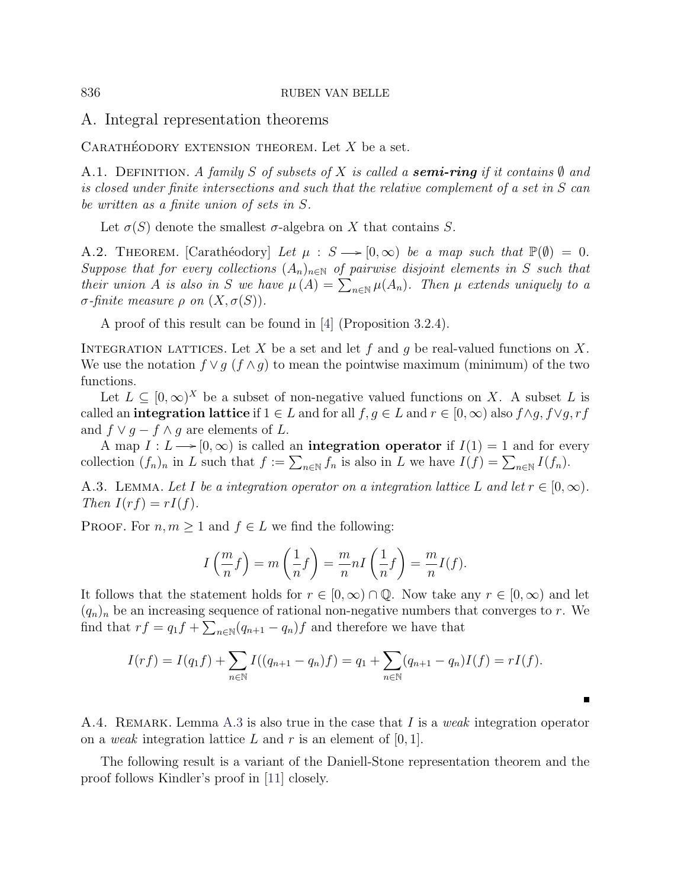## A. Integral representation theorems

Carathéodory extension theorem. Let $X$ be a set.

A.1. Definition. *A family $S$ of subsets of $X$ is called a **semi-ring** if it contains $\emptyset$ and is closed under finite intersections and such that the relative complement of a set in $S$ can be written as a finite union of sets in $S$.*

Let $\sigma(S)$ denote the smallest $\sigma$-algebra on $X$ that contains $S$.

A.2. Theorem. [Carathéodory] *Let $\mu : S \longrightarrow [0, \infty)$ be a map such that $\mathbb{P}(\emptyset) = 0$. Suppose that for every collections $(A_n)_{n\in\mathbb{N}}$ of pairwise disjoint elements in $S$ such that their union $A$ is also in $S$ we have $\mu(A) = \sum_{n\in\mathbb{N}} \mu(A_n)$. Then $\mu$ extends uniquely to a $\sigma$-finite measure $\rho$ on $(X, \sigma(S))$.*

A proof of this result can be found in [4] (Proposition 3.2.4).

Integration lattices. Let $X$ be a set and let $f$ and $g$ be real-valued functions on $X$. We use the notation $f \vee g$ ($f \wedge g$) to mean the pointwise maximum (minimum) of the two functions.

Let $L \subseteq [0, \infty)^X$ be a subset of non-negative valued functions on $X$. A subset $L$ is called an **integration lattice** if $1 \in L$ and for all $f, g \in L$ and $r \in [0, \infty)$ also $f \wedge g, f \vee g, rf$ and $f \vee g - f \wedge g$ are elements of $L$.

A map $I : L \longrightarrow [0, \infty)$ is called an **integration operator** if $I(1) = 1$ and for every collection $(f_n)_n$ in $L$ such that $f := \sum_{n\in\mathbb{N}} f_n$ is also in $L$ we have $I(f) = \sum_{n\in\mathbb{N}} I(f_n)$.

A.3. Lemma. *Let $I$ be a integration operator on a integration lattice $L$ and let $r \in [0, \infty)$. Then $I(rf) = rI(f)$.*

Proof. For $n, m \geq 1$ and $f \in L$ we find the following:

$$I\left(\frac{m}{n}f\right) = m\left(\frac{1}{n}f\right) = \frac{m}{n}nI\left(\frac{1}{n}f\right) = \frac{m}{n}I(f).$$

It follows that the statement holds for $r \in [0, \infty) \cap \mathbb{Q}$. Now take any $r \in [0, \infty)$ and let $(q_n)_n$ be an increasing sequence of rational non-negative numbers that converges to $r$. We find that $rf = q_1 f + \sum_{n\in\mathbb{N}}(q_{n+1} - q_n)f$ and therefore we have that

$$I(rf) = I(q_1 f) + \sum_{n\in\mathbb{N}} I((q_{n+1} - q_n)f) = q_1 + \sum_{n\in\mathbb{N}}(q_{n+1} - q_n)I(f) = rI(f).$$

∎

A.4. Remark. Lemma A.3 is also true in the case that $I$ is a *weak* integration operator on a *weak* integration lattice $L$ and $r$ is an element of $[0, 1]$.

The following result is a variant of the Daniell-Stone representation theorem and the proof follows Kindler's proof in [11] closely.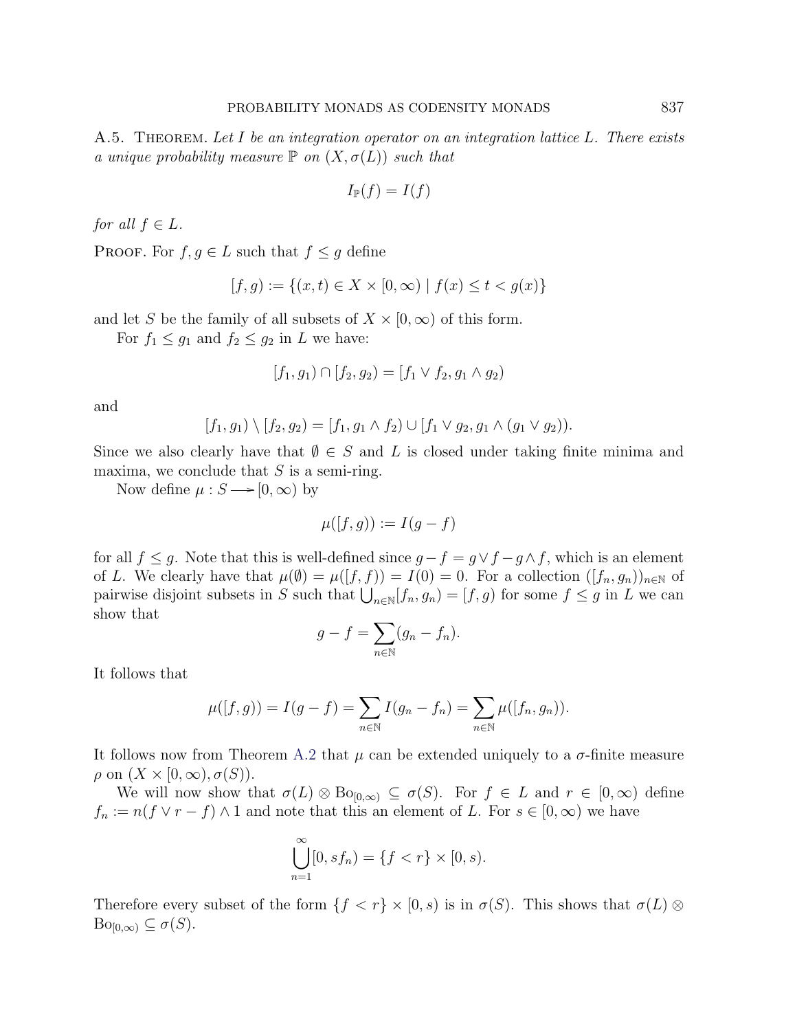**A.5. Theorem.** *Let $I$ be an integration operator on an integration lattice $L$. There exists a unique probability measure $\mathbb{P}$ on $(X, \sigma(L))$ such that*

$$I_{\mathbb{P}}(f) = I(f)$$

*for all $f \in L$.*

**Proof.** For $f, g \in L$ such that $f \leq g$ define

$$[f, g) := \{(x,t) \in X \times [0, \infty) \mid f(x) \leq t < g(x)\}$$

and let $S$ be the family of all subsets of $X \times [0, \infty)$ of this form.

For $f_1 \leq g_1$ and $f_2 \leq g_2$ in $L$ we have:

$$[f_1, g_1) \cap [f_2, g_2) = [f_1 \vee f_2, g_1 \wedge g_2)$$

and

$$[f_1, g_1) \setminus [f_2, g_2) = [f_1, g_1 \wedge f_2) \cup [f_1 \vee g_2, g_1 \wedge (g_1 \vee g_2)).$$

Since we also clearly have that $\emptyset \in S$ and $L$ is closed under taking finite minima and maxima, we conclude that $S$ is a semi-ring.

Now define $\mu : S \longrightarrow [0, \infty)$ by

$$\mu([f, g)) := I(g - f)$$

for all $f \leq g$. Note that this is well-defined since $g - f = g \vee f - g \wedge f$, which is an element of $L$. We clearly have that $\mu(\emptyset) = \mu([f, f)) = I(0) = 0$. For a collection $([f_n, g_n))_{n \in \mathbb{N}}$ of pairwise disjoint subsets in $S$ such that $\bigcup_{n \in \mathbb{N}} [f_n, g_n) = [f, g)$ for some $f \leq g$ in $L$ we can show that

$$g - f = \sum_{n \in \mathbb{N}} (g_n - f_n).$$

It follows that

$$\mu([f, g)) = I(g - f) = \sum_{n \in \mathbb{N}} I(g_n - f_n) = \sum_{n \in \mathbb{N}} \mu([f_n, g_n)).$$

It follows now from Theorem A.2 that $\mu$ can be extended uniquely to a $\sigma$-finite measure $\rho$ on $(X \times [0, \infty), \sigma(S))$.

We will now show that $\sigma(L) \otimes \mathrm{Bo}_{[0,\infty)} \subseteq \sigma(S)$. For $f \in L$ and $r \in [0, \infty)$ define $f_n := n(f \vee r - f) \wedge 1$ and note that this an element of $L$. For $s \in [0, \infty)$ we have

$$\bigcup_{n=1}^{\infty} [0, s f_n) = \{f < r\} \times [0, s).$$

Therefore every subset of the form $\{f < r\} \times [0, s)$ is in $\sigma(S)$. This shows that $\sigma(L) \otimes \mathrm{Bo}_{[0,\infty)} \subseteq \sigma(S)$.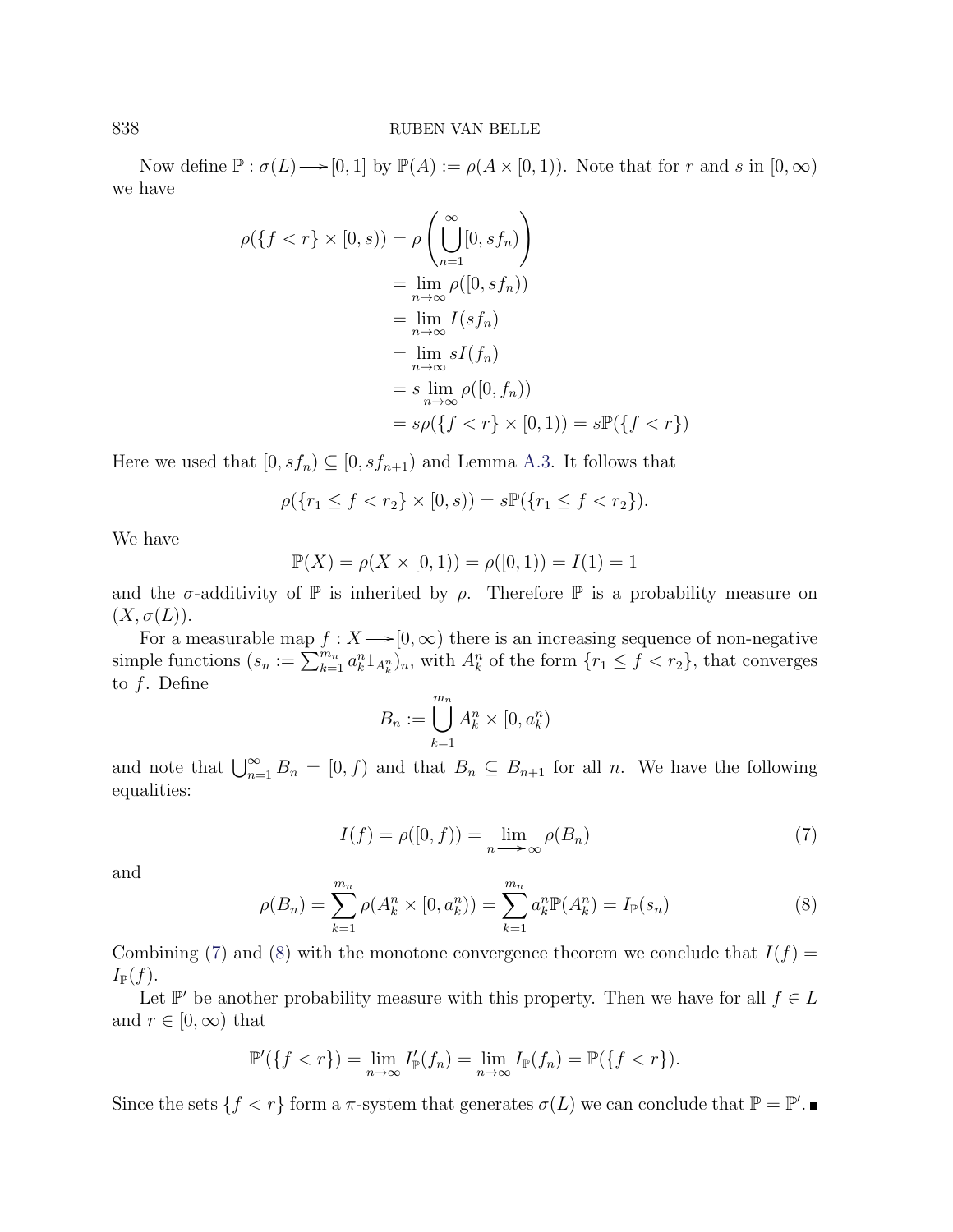Now define $\mathbb{P} : \sigma(L) \longrightarrow [0, 1]$ by $\mathbb{P}(A) := \rho(A \times [0, 1))$. Note that for $r$ and $s$ in $[0, \infty)$ we have

$$
\begin{aligned}
\rho(\{f < r\} \times [0, s)) &= \rho\left(\bigcup_{n=1}^{\infty} [0, sf_n)\right) \\
&= \lim_{n\to\infty} \rho([0, sf_n)) \\
&= \lim_{n\to\infty} I(sf_n) \\
&= \lim_{n\to\infty} sI(f_n) \\
&= s \lim_{n\to\infty} \rho([0, f_n)) \\
&= s\rho(\{f < r\} \times [0, 1)) = s\mathbb{P}(\{f < r\})
\end{aligned}
$$

Here we used that $[0, sf_n) \subseteq [0, sf_{n+1})$ and Lemma A.3. It follows that

$$\rho(\{r_1 \le f < r_2\} \times [0, s)) = s\mathbb{P}(\{r_1 \le f < r_2\}).$$

We have

$$\mathbb{P}(X) = \rho(X \times [0, 1)) = \rho([0, 1)) = I(1) = 1$$

and the $\sigma$-additivity of $\mathbb{P}$ is inherited by $\rho$. Therefore $\mathbb{P}$ is a probability measure on $(X, \sigma(L))$.

For a measurable map $f : X \longrightarrow [0, \infty)$ there is an increasing sequence of non-negative simple functions $(s_n := \sum_{k=1}^{m_n} a_k^n 1_{A_k^n})_n$, with $A_k^n$ of the form $\{r_1 \le f < r_2\}$, that converges to $f$. Define

$$B_n := \bigcup_{k=1}^{m_n} A_k^n \times [0, a_k^n)$$

and note that $\bigcup_{n=1}^{\infty} B_n = [0, f)$ and that $B_n \subseteq B_{n+1}$ for all $n$. We have the following equalities:

$$I(f) = \rho([0, f)) = \lim_{n \longrightarrow \infty} \rho(B_n) \tag{7}$$

and

$$\rho(B_n) = \sum_{k=1}^{m_n} \rho(A_k^n \times [0, a_k^n)) = \sum_{k=1}^{m_n} a_k^n \mathbb{P}(A_k^n) = I_{\mathbb{P}}(s_n) \tag{8}$$

Combining (7) and (8) with the monotone convergence theorem we conclude that $I(f) = I_{\mathbb{P}}(f)$.

Let $\mathbb{P}'$ be another probability measure with this property. Then we have for all $f \in L$ and $r \in [0, \infty)$ that

$$\mathbb{P}'(\{f < r\}) = \lim_{n\to\infty} I'_{\mathbb{P}}(f_n) = \lim_{n\to\infty} I_{\mathbb{P}}(f_n) = \mathbb{P}(\{f < r\}).$$

Since the sets $\{f < r\}$ form a $\pi$-system that generates $\sigma(L)$ we can conclude that $\mathbb{P} = \mathbb{P}'$. ∎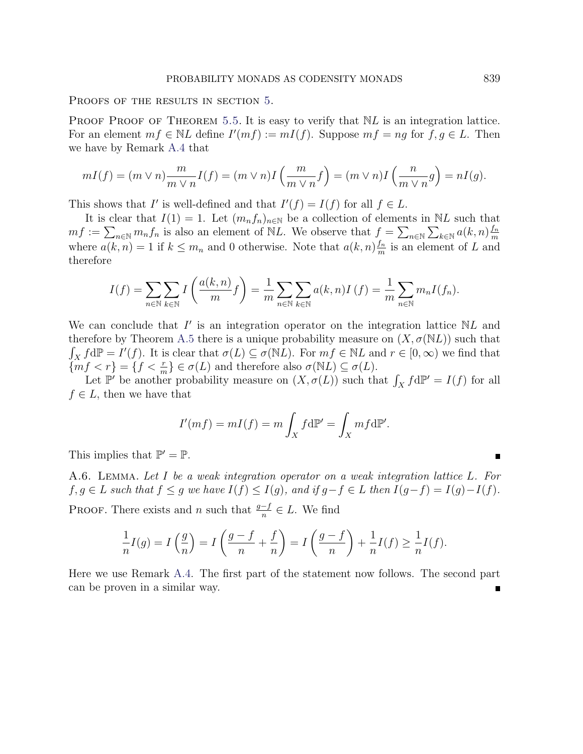Proofs of the results in section 5.

Proof Proof of Theorem 5.5. It is easy to verify that $\mathbb{N}L$ is an integration lattice. For an element $mf \in \mathbb{N}L$ define $I'(mf) := mI(f)$. Suppose $mf = ng$ for $f, g \in L$. Then we have by Remark A.4 that

$$mI(f) = (m \vee n)\frac{m}{m \vee n}I(f) = (m \vee n)I\left(\frac{m}{m \vee n}f\right) = (m \vee n)I\left(\frac{n}{m \vee n}g\right) = nI(g).$$

This shows that $I'$ is well-defined and that $I'(f) = I(f)$ for all $f \in L$.

It is clear that $I(1) = 1$. Let $(m_n f_n)_{n\in\mathbb{N}}$ be a collection of elements in $\mathbb{N}L$ such that $mf := \sum_{n\in\mathbb{N}} m_n f_n$ is also an element of $\mathbb{N}L$. We observe that $f = \sum_{n\in\mathbb{N}}\sum_{k\in\mathbb{N}} a(k,n)\frac{f_n}{m}$ where $a(k,n) = 1$ if $k \leq m_n$ and 0 otherwise. Note that $a(k,n)\frac{f_n}{m}$ is an element of $L$ and therefore

$$I(f) = \sum_{n\in\mathbb{N}}\sum_{k\in\mathbb{N}} I\left(\frac{a(k,n)}{m}f\right) = \frac{1}{m}\sum_{n\in\mathbb{N}}\sum_{k\in\mathbb{N}} a(k,n)I\left(f\right) = \frac{1}{m}\sum_{n\in\mathbb{N}} m_n I(f_n).$$

We can conclude that $I'$ is an integration operator on the integration lattice $\mathbb{N}L$ and therefore by Theorem A.5 there is a unique probability measure on $(X, \sigma(\mathbb{N}L))$ such that $\int_X f \mathrm{d}\mathbb{P} = I'(f)$. It is clear that $\sigma(L) \subseteq \sigma(\mathbb{N}L)$. For $mf \in \mathbb{N}L$ and $r \in [0,\infty)$ we find that $\{mf < r\} = \{f < \frac{r}{m}\} \in \sigma(L)$ and therefore also $\sigma(\mathbb{N}L) \subseteq \sigma(L)$.

Let $\mathbb{P}'$ be another probability measure on $(X, \sigma(L))$ such that $\int_X f \mathrm{d}\mathbb{P}' = I(f)$ for all $f \in L$, then we have that

$$I'(mf) = mI(f) = m\int_X f \mathrm{d}\mathbb{P}' = \int_X mf \mathrm{d}\mathbb{P}'.$$

This implies that $\mathbb{P}' = \mathbb{P}$. ∎

A.6. Lemma. *Let $I$ be a weak integration operator on a weak integration lattice $L$. For $f, g \in L$ such that $f \leq g$ we have $I(f) \leq I(g)$, and if $g - f \in L$ then $I(g-f) = I(g) - I(f)$.*

Proof. There exists and $n$ such that $\frac{g-f}{n} \in L$. We find

$$\frac{1}{n}I(g) = I\left(\frac{g}{n}\right) = I\left(\frac{g-f}{n} + \frac{f}{n}\right) = I\left(\frac{g-f}{n}\right) + \frac{1}{n}I(f) \geq \frac{1}{n}I(f).$$

Here we use Remark A.4. The first part of the statement now follows. The second part can be proven in a similar way. ∎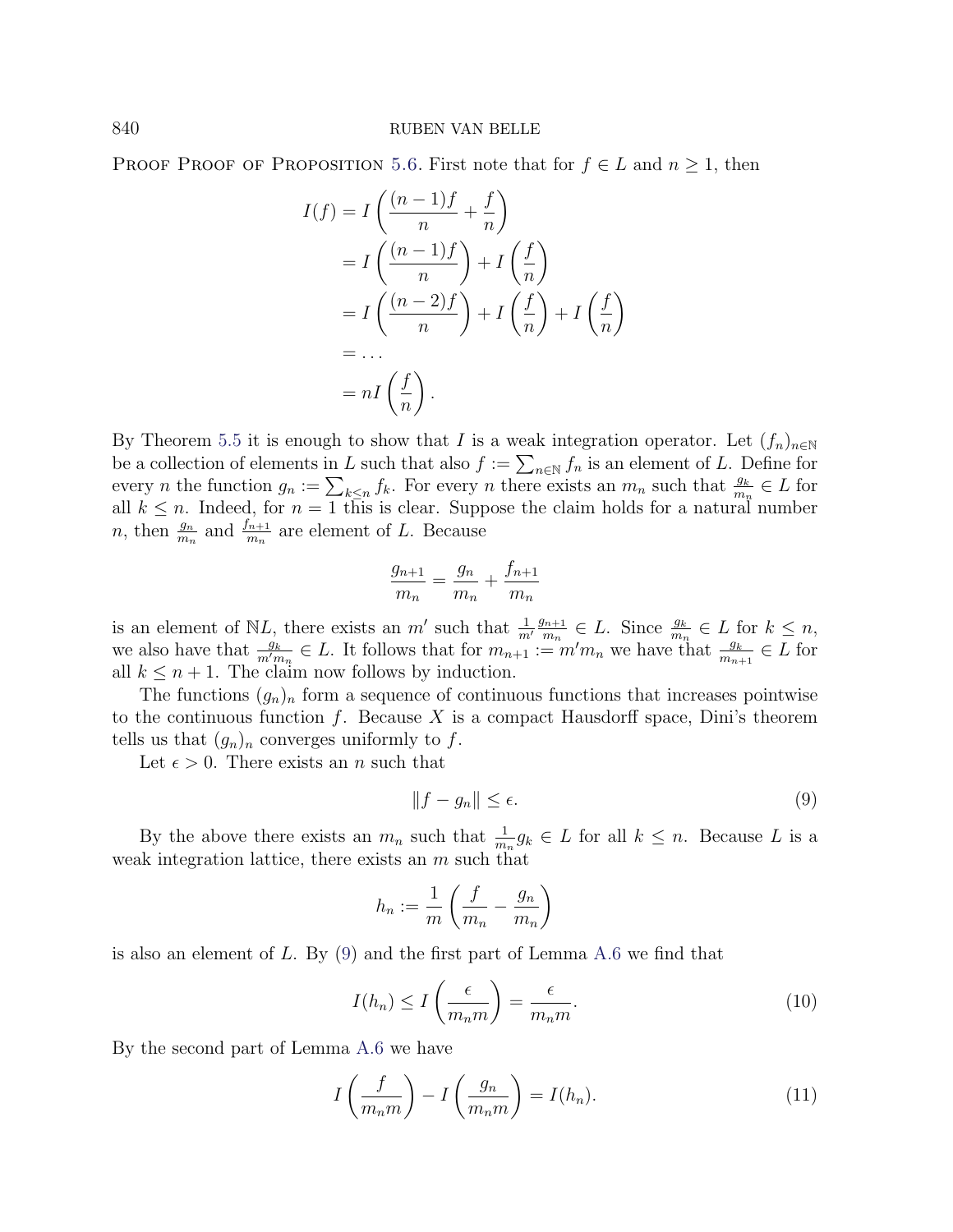Proof Proof of Proposition 5.6. First note that for $f \in L$ and $n \geq 1$, then

$$
\begin{aligned}
I(f) &= I\left(\frac{(n-1)f}{n} + \frac{f}{n}\right) \\
&= I\left(\frac{(n-1)f}{n}\right) + I\left(\frac{f}{n}\right) \\
&= I\left(\frac{(n-2)f}{n}\right) + I\left(\frac{f}{n}\right) + I\left(\frac{f}{n}\right) \\
&= \dots \\
&= nI\left(\frac{f}{n}\right).
\end{aligned}
$$

By Theorem 5.5 it is enough to show that $I$ is a weak integration operator. Let $(f_n)_{n\in\mathbb{N}}$ be a collection of elements in $L$ such that also $f := \sum_{n\in\mathbb{N}} f_n$ is an element of $L$. Define for every $n$ the function $g_n := \sum_{k\leq n} f_k$. For every $n$ there exists an $m_n$ such that $\frac{g_k}{m_n} \in L$ for all $k \leq n$. Indeed, for $n = 1$ this is clear. Suppose the claim holds for a natural number $n$, then $\frac{g_n}{m_n}$ and $\frac{f_{n+1}}{m_n}$ are element of $L$. Because

$$\frac{g_{n+1}}{m_n} = \frac{g_n}{m_n} + \frac{f_{n+1}}{m_n}$$

is an element of $\mathbb{N}L$, there exists an $m'$ such that $\frac{1}{m'}\frac{g_{n+1}}{m_n} \in L$. Since $\frac{g_k}{m_n} \in L$ for $k \leq n$, we also have that $\frac{g_k}{m'm_n} \in L$. It follows that for $m_{n+1} := m'm_n$ we have that $\frac{g_k}{m_{n+1}} \in L$ for all $k \leq n+1$. The claim now follows by induction.

The functions $(g_n)_n$ form a sequence of continuous functions that increases pointwise to the continuous function $f$. Because $X$ is a compact Hausdorff space, Dini's theorem tells us that $(g_n)_n$ converges uniformly to $f$.

Let $\epsilon > 0$. There exists an $n$ such that

$$\|f - g_n\| \leq \epsilon. \tag{9}$$

By the above there exists an $m_n$ such that $\frac{1}{m_n}g_k \in L$ for all $k \leq n$. Because $L$ is a weak integration lattice, there exists an $m$ such that

$$h_n := \frac{1}{m}\left(\frac{f}{m_n} - \frac{g_n}{m_n}\right)$$

is also an element of $L$. By (9) and the first part of Lemma A.6 we find that

$$I(h_n) \leq I\left(\frac{\epsilon}{m_n m}\right) = \frac{\epsilon}{m_n m}. \tag{10}$$

By the second part of Lemma A.6 we have

$$I\left(\frac{f}{m_n m}\right) - I\left(\frac{g_n}{m_n m}\right) = I(h_n). \tag{11}$$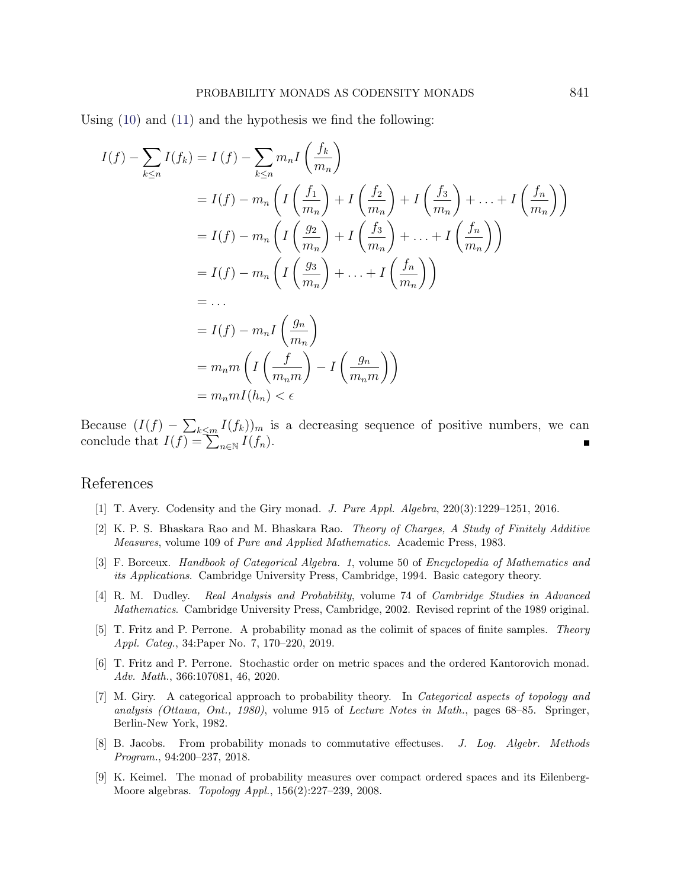Using (10) and (11) and the hypothesis we find the following:

$$
\begin{aligned}
I(f) - \sum_{k\leq n} I(f_k) &= I\left(f\right) - \sum_{k\leq n} m_n I\left(\frac{f_k}{m_n}\right) \\
&= I(f) - m_n\left(I\left(\frac{f_1}{m_n}\right) + I\left(\frac{f_2}{m_n}\right) + I\left(\frac{f_3}{m_n}\right) + \ldots + I\left(\frac{f_n}{m_n}\right)\right) \\
&= I(f) - m_n\left(I\left(\frac{g_2}{m_n}\right) + I\left(\frac{f_3}{m_n}\right) + \ldots + I\left(\frac{f_n}{m_n}\right)\right) \\
&= I(f) - m_n\left(I\left(\frac{g_3}{m_n}\right) + \ldots + I\left(\frac{f_n}{m_n}\right)\right) \\
&= \ldots \\
&= I(f) - m_n I\left(\frac{g_n}{m_n}\right) \\
&= m_n m\left(I\left(\frac{f}{m_n m}\right) - I\left(\frac{g_n}{m_n m}\right)\right) \\
&= m_n m I(h_n) < \epsilon
\end{aligned}
$$

Because $(I(f) - \sum_{k\leq m} I(f_k))_m$ is a decreasing sequence of positive numbers, we can conclude that $I(f) = \sum_{n\in\mathbb{N}} I(f_n)$. ∎

## References

[1] T. Avery. Codensity and the Giry monad. *J. Pure Appl. Algebra*, 220(3):1229–1251, 2016.

[2] K. P. S. Bhaskara Rao and M. Bhaskara Rao. *Theory of Charges, A Study of Finitely Additive Measures*, volume 109 of *Pure and Applied Mathematics*. Academic Press, 1983.

[3] F. Borceux. *Handbook of Categorical Algebra. 1*, volume 50 of *Encyclopedia of Mathematics and its Applications*. Cambridge University Press, Cambridge, 1994. Basic category theory.

[4] R. M. Dudley. *Real Analysis and Probability*, volume 74 of *Cambridge Studies in Advanced Mathematics*. Cambridge University Press, Cambridge, 2002. Revised reprint of the 1989 original.

[5] T. Fritz and P. Perrone. A probability monad as the colimit of spaces of finite samples. *Theory Appl. Categ.*, 34:Paper No. 7, 170–220, 2019.

[6] T. Fritz and P. Perrone. Stochastic order on metric spaces and the ordered Kantorovich monad. *Adv. Math.*, 366:107081, 46, 2020.

[7] M. Giry. A categorical approach to probability theory. In *Categorical aspects of topology and analysis (Ottawa, Ont., 1980)*, volume 915 of *Lecture Notes in Math.*, pages 68–85. Springer, Berlin-New York, 1982.

[8] B. Jacobs. From probability monads to commutative effectuses. *J. Log. Algebr. Methods Program.*, 94:200–237, 2018.

[9] K. Keimel. The monad of probability measures over compact ordered spaces and its Eilenberg-Moore algebras. *Topology Appl.*, 156(2):227–239, 2008.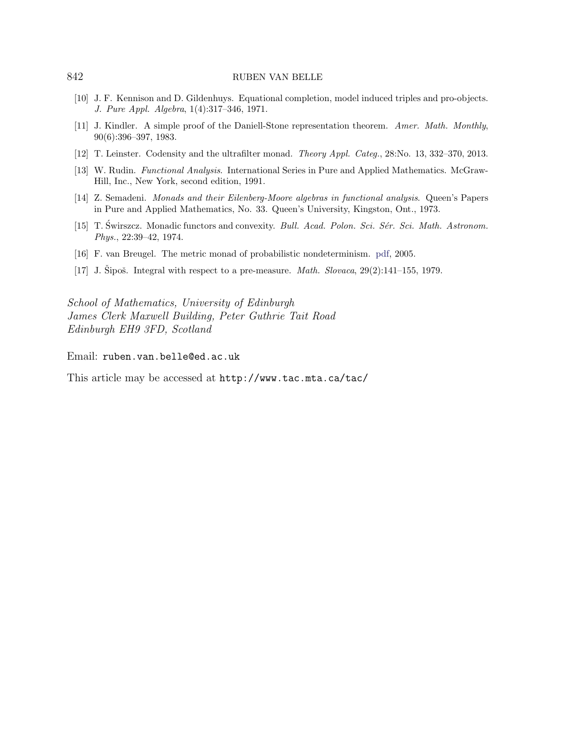[10] J. F. Kennison and D. Gildenhuys. Equational completion, model induced triples and pro-objects. *J. Pure Appl. Algebra*, 1(4):317–346, 1971.

[11] J. Kindler. A simple proof of the Daniell-Stone representation theorem. *Amer. Math. Monthly*, 90(6):396–397, 1983.

[12] T. Leinster. Codensity and the ultrafilter monad. *Theory Appl. Categ.*, 28:No. 13, 332–370, 2013.

[13] W. Rudin. *Functional Analysis*. International Series in Pure and Applied Mathematics. McGraw-Hill, Inc., New York, second edition, 1991.

[14] Z. Semadeni. *Monads and their Eilenberg-Moore algebras in functional analysis*. Queen's Papers in Pure and Applied Mathematics, No. 33. Queen's University, Kingston, Ont., 1973.

[15] T. Świrszcz. Monadic functors and convexity. *Bull. Acad. Polon. Sci. Sér. Sci. Math. Astronom. Phys.*, 22:39–42, 1974.

[16] F. van Breugel. The metric monad of probabilistic nondeterminism. pdf, 2005.

[17] J. Šipoš. Integral with respect to a pre-measure. *Math. Slovaca*, 29(2):141–155, 1979.

*School of Mathematics, University of Edinburgh*
*James Clerk Maxwell Building, Peter Guthrie Tait Road*
*Edinburgh EH9 3FD, Scotland*

Email: ruben.van.belle@ed.ac.uk

This article may be accessed at http://www.tac.mta.ca/tac/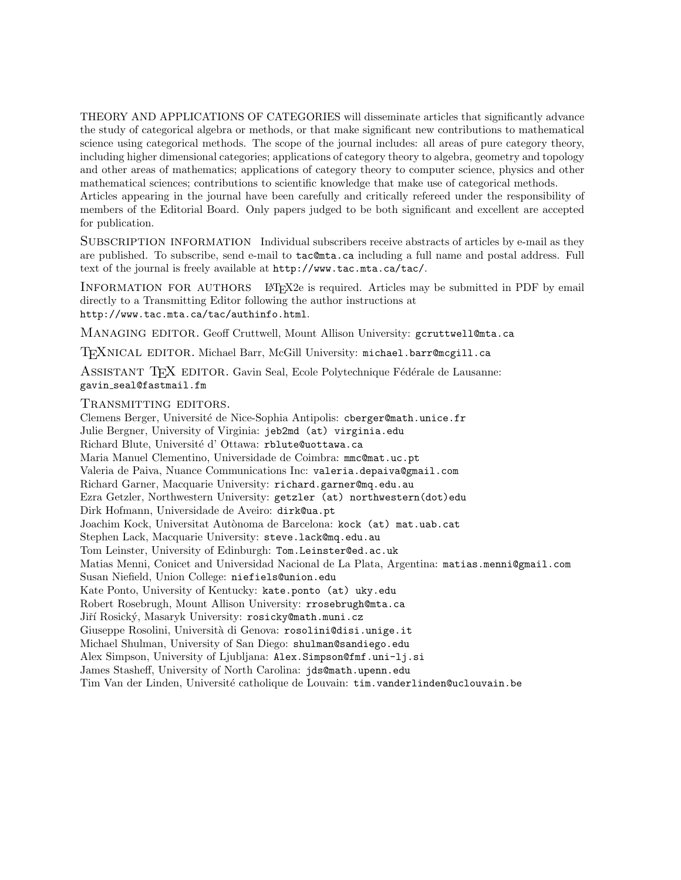THEORY AND APPLICATIONS OF CATEGORIES will disseminate articles that significantly advance the study of categorical algebra or methods, or that make significant new contributions to mathematical science using categorical methods. The scope of the journal includes: all areas of pure category theory, including higher dimensional categories; applications of category theory to algebra, geometry and topology and other areas of mathematics; applications of category theory to computer science, physics and other mathematical sciences; contributions to scientific knowledge that make use of categorical methods.
Articles appearing in the journal have been carefully and critically refereed under the responsibility of members of the Editorial Board. Only papers judged to be both significant and excellent are accepted for publication.

Subscription information Individual subscribers receive abstracts of articles by e-mail as they are published. To subscribe, send e-mail to tac@mta.ca including a full name and postal address. Full text of the journal is freely available at http://www.tac.mta.ca/tac/.

Information for authors LaTeX2e is required. Articles may be submitted in PDF by email directly to a Transmitting Editor following the author instructions at http://www.tac.mta.ca/tac/authinfo.html.

Managing editor. Geoff Cruttwell, Mount Allison University: gcruttwell@mta.ca

TeXnical editor. Michael Barr, McGill University: michael.barr@mcgill.ca

Assistant TeX editor. Gavin Seal, Ecole Polytechnique Fédérale de Lausanne: gavin_seal@fastmail.fm

Transmitting editors.
Clemens Berger, Université de Nice-Sophia Antipolis: cberger@math.unice.fr
Julie Bergner, University of Virginia: jeb2md (at) virginia.edu
Richard Blute, Université d' Ottawa: rblute@uottawa.ca
Maria Manuel Clementino, Universidade de Coimbra: mmc@mat.uc.pt
Valeria de Paiva, Nuance Communications Inc: valeria.depaiva@gmail.com
Richard Garner, Macquarie University: richard.garner@mq.edu.au
Ezra Getzler, Northwestern University: getzler (at) northwestern(dot)edu
Dirk Hofmann, Universidade de Aveiro: dirk@ua.pt
Joachim Kock, Universitat Autònoma de Barcelona: kock (at) mat.uab.cat
Stephen Lack, Macquarie University: steve.lack@mq.edu.au
Tom Leinster, University of Edinburgh: Tom.Leinster@ed.ac.uk
Matias Menni, Conicet and Universidad Nacional de La Plata, Argentina: matias.menni@gmail.com
Susan Niefield, Union College: niefiels@union.edu
Kate Ponto, University of Kentucky: kate.ponto (at) uky.edu
Robert Rosebrugh, Mount Allison University: rrosebrugh@mta.ca
Jiří Rosický, Masaryk University: rosicky@math.muni.cz
Giuseppe Rosolini, Università di Genova: rosolini@disi.unige.it
Michael Shulman, University of San Diego: shulman@sandiego.edu
Alex Simpson, University of Ljubljana: Alex.Simpson@fmf.uni-lj.si
James Stasheff, University of North Carolina: jds@math.upenn.edu
Tim Van der Linden, Université catholique de Louvain: tim.vanderlinden@uclouvain.be